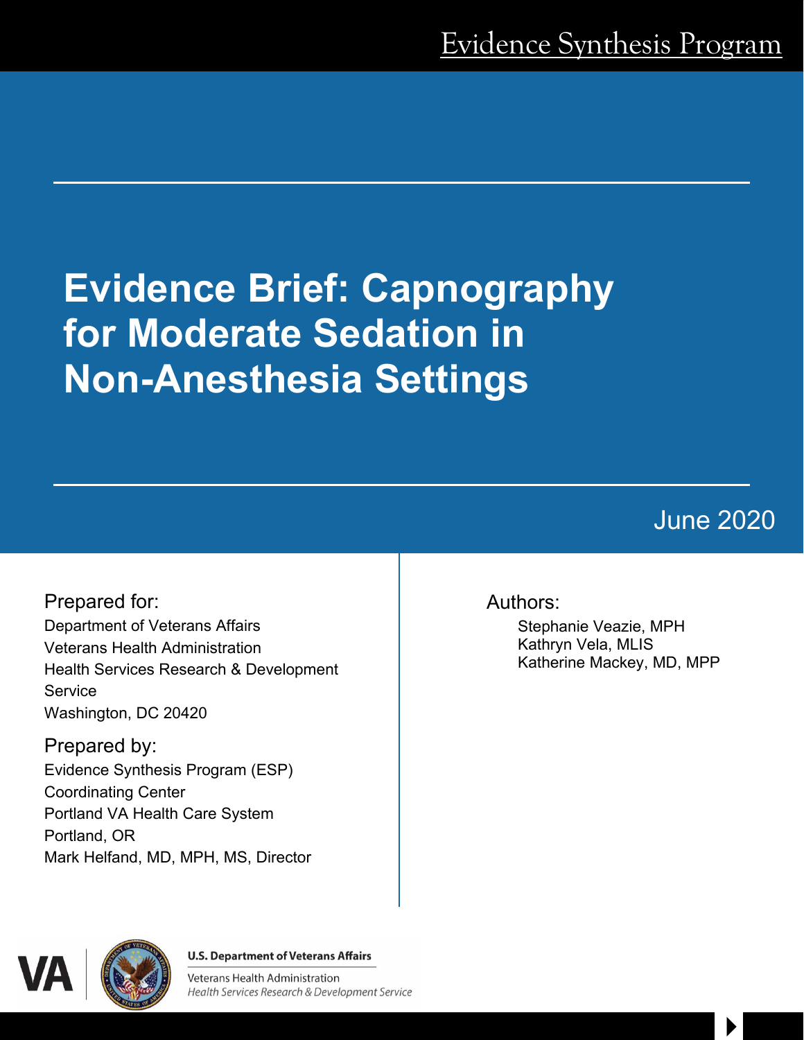Evidence Synthesis Program

# Evidence Brief: Capnography for Moderate Sedation in Non-Anesthesia Settings

June 2020

Prepared for:

Department of Veterans Affairs
Veterans Health Administration
Health Services Research & Development Service
Washington, DC 20420

Prepared by:

Evidence Synthesis Program (ESP)
Coordinating Center
Portland VA Health Care System
Portland, OR
Mark Helfand, MD, MPH, MS, Director

Authors:

Stephanie Veazie, MPH
Kathryn Vela, MLIS
Katherine Mackey, MD, MPP

U.S. Department of Veterans Affairs
Veterans Health Administration
*Health Services Research & Development Service*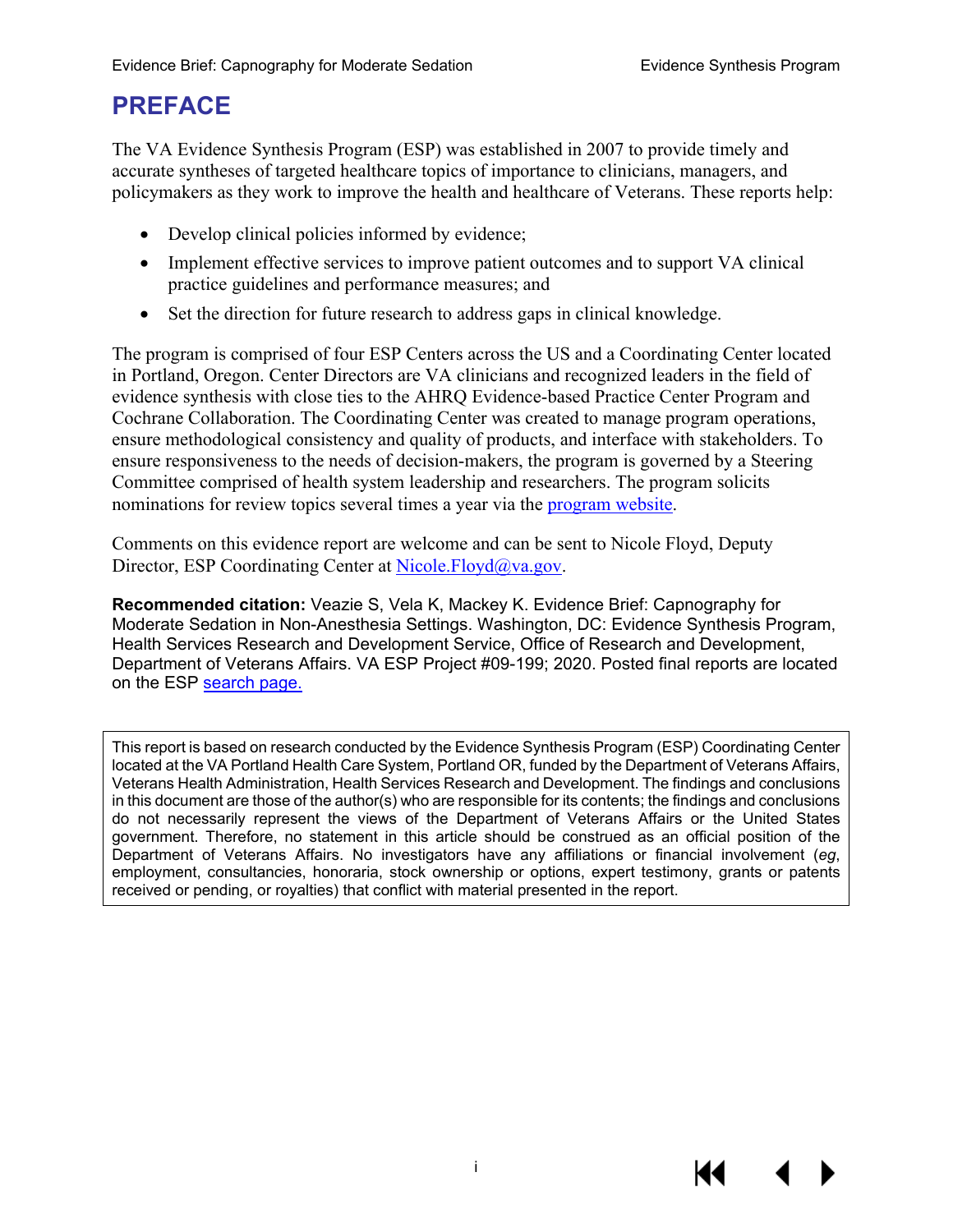# PREFACE

The VA Evidence Synthesis Program (ESP) was established in 2007 to provide timely and accurate syntheses of targeted healthcare topics of importance to clinicians, managers, and policymakers as they work to improve the health and healthcare of Veterans. These reports help:

- Develop clinical policies informed by evidence;
- Implement effective services to improve patient outcomes and to support VA clinical practice guidelines and performance measures; and
- Set the direction for future research to address gaps in clinical knowledge.

The program is comprised of four ESP Centers across the US and a Coordinating Center located in Portland, Oregon. Center Directors are VA clinicians and recognized leaders in the field of evidence synthesis with close ties to the AHRQ Evidence-based Practice Center Program and Cochrane Collaboration. The Coordinating Center was created to manage program operations, ensure methodological consistency and quality of products, and interface with stakeholders. To ensure responsiveness to the needs of decision-makers, the program is governed by a Steering Committee comprised of health system leadership and researchers. The program solicits nominations for review topics several times a year via the program website.

Comments on this evidence report are welcome and can be sent to Nicole Floyd, Deputy Director, ESP Coordinating Center at Nicole.Floyd@va.gov.

**Recommended citation:** Veazie S, Vela K, Mackey K. Evidence Brief: Capnography for Moderate Sedation in Non-Anesthesia Settings. Washington, DC: Evidence Synthesis Program, Health Services Research and Development Service, Office of Research and Development, Department of Veterans Affairs. VA ESP Project #09-199; 2020. Posted final reports are located on the ESP search page.

This report is based on research conducted by the Evidence Synthesis Program (ESP) Coordinating Center located at the VA Portland Health Care System, Portland OR, funded by the Department of Veterans Affairs, Veterans Health Administration, Health Services Research and Development. The findings and conclusions in this document are those of the author(s) who are responsible for its contents; the findings and conclusions do not necessarily represent the views of the Department of Veterans Affairs or the United States government. Therefore, no statement in this article should be construed as an official position of the Department of Veterans Affairs. No investigators have any affiliations or financial involvement (*eg*, employment, consultancies, honoraria, stock ownership or options, expert testimony, grants or patents received or pending, or royalties) that conflict with material presented in the report.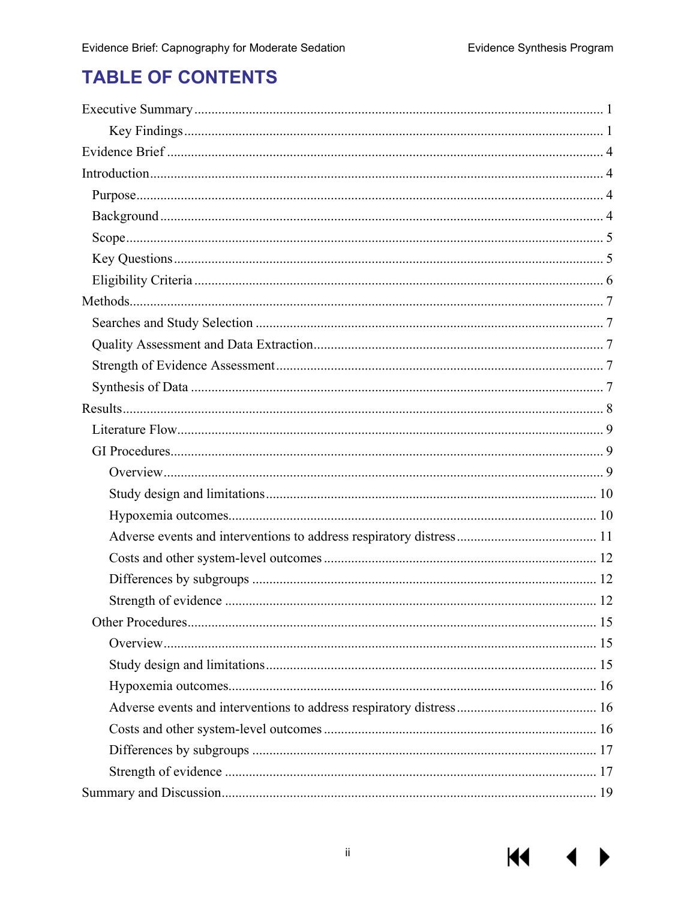# TABLE OF CONTENTS

Executive Summary ..... 1

- Key Findings ..... 1

Evidence Brief ..... 4

Introduction ..... 4

- Purpose ..... 4
- Background ..... 4
- Scope ..... 5
- Key Questions ..... 5
- Eligibility Criteria ..... 6

Methods ..... 7

- Searches and Study Selection ..... 7
- Quality Assessment and Data Extraction ..... 7
- Strength of Evidence Assessment ..... 7
- Synthesis of Data ..... 7

Results ..... 8

- Literature Flow ..... 9
- GI Procedures ..... 9
  - Overview ..... 9
  - Study design and limitations ..... 10
  - Hypoxemia outcomes ..... 10
  - Adverse events and interventions to address respiratory distress ..... 11
  - Costs and other system-level outcomes ..... 12
  - Differences by subgroups ..... 12
  - Strength of evidence ..... 12
- Other Procedures ..... 15
  - Overview ..... 15
  - Study design and limitations ..... 15
  - Hypoxemia outcomes ..... 16
  - Adverse events and interventions to address respiratory distress ..... 16
  - Costs and other system-level outcomes ..... 16
  - Differences by subgroups ..... 17
  - Strength of evidence ..... 17

Summary and Discussion ..... 19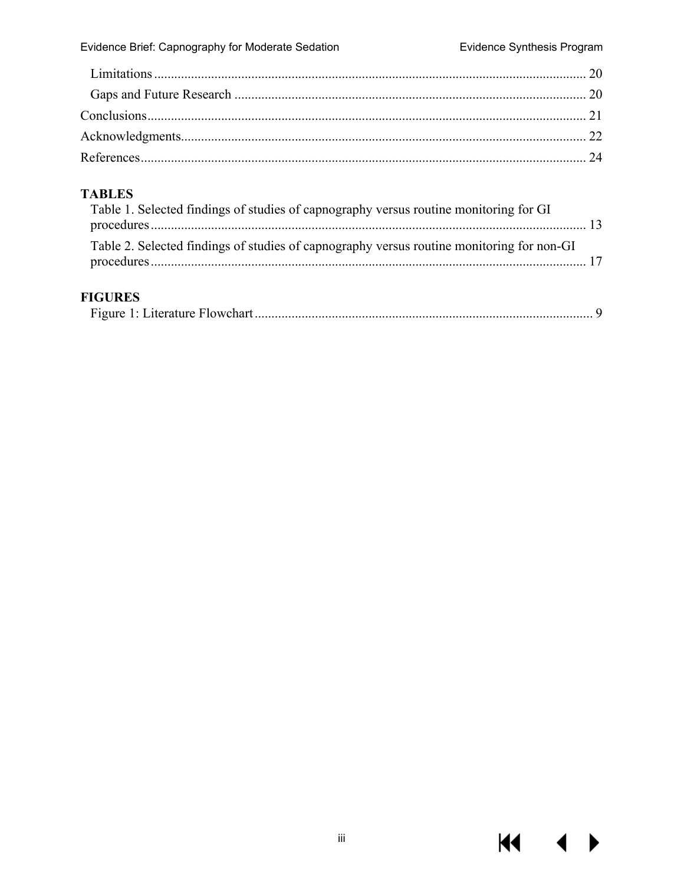Limitations ........................................................................................................................ 20

Gaps and Future Research ................................................................................................ 20

Conclusions .......................................................................................................................... 21

Acknowledgments ............................................................................................................... 22

References ............................................................................................................................ 24

**TABLES**

Table 1. Selected findings of studies of capnography versus routine monitoring for GI procedures ........................................................................................................................ 13

Table 2. Selected findings of studies of capnography versus routine monitoring for non-GI procedures ........................................................................................................................ 17

**FIGURES**

Figure 1: Literature Flowchart ............................................................................................ 9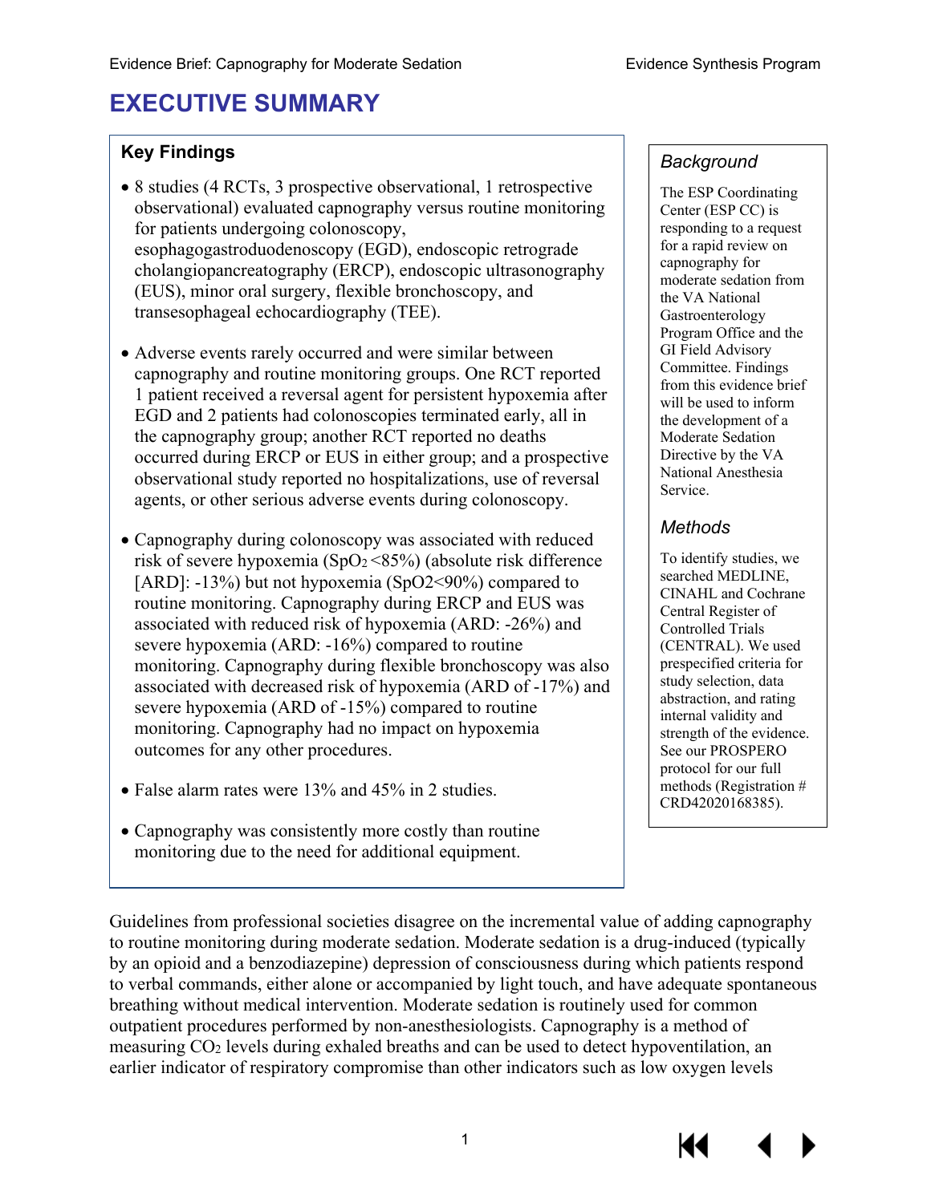# EXECUTIVE SUMMARY

## Key Findings

- 8 studies (4 RCTs, 3 prospective observational, 1 retrospective observational) evaluated capnography versus routine monitoring for patients undergoing colonoscopy, esophagogastroduodenoscopy (EGD), endoscopic retrograde cholangiopancreatography (ERCP), endoscopic ultrasonography (EUS), minor oral surgery, flexible bronchoscopy, and transesophageal echocardiography (TEE).
- Adverse events rarely occurred and were similar between capnography and routine monitoring groups. One RCT reported 1 patient received a reversal agent for persistent hypoxemia after EGD and 2 patients had colonoscopies terminated early, all in the capnography group; another RCT reported no deaths occurred during ERCP or EUS in either group; and a prospective observational study reported no hospitalizations, use of reversal agents, or other serious adverse events during colonoscopy.
- Capnography during colonoscopy was associated with reduced risk of severe hypoxemia ($SpO_2$ <85%) (absolute risk difference [ARD]: -13%) but not hypoxemia ($SpO_2$<90%) compared to routine monitoring. Capnography during ERCP and EUS was associated with reduced risk of hypoxemia (ARD: -26%) and severe hypoxemia (ARD: -16%) compared to routine monitoring. Capnography during flexible bronchoscopy was also associated with decreased risk of hypoxemia (ARD of -17%) and severe hypoxemia (ARD of -15%) compared to routine monitoring. Capnography had no impact on hypoxemia outcomes for any other procedures.
- False alarm rates were 13% and 45% in 2 studies.
- Capnography was consistently more costly than routine monitoring due to the need for additional equipment.

### *Background*

The ESP Coordinating Center (ESP CC) is responding to a request for a rapid review on capnography for moderate sedation from the VA National Gastroenterology Program Office and the GI Field Advisory Committee. Findings from this evidence brief will be used to inform the development of a Moderate Sedation Directive by the VA National Anesthesia Service.

### *Methods*

To identify studies, we searched MEDLINE, CINAHL and Cochrane Central Register of Controlled Trials (CENTRAL). We used prespecified criteria for study selection, data abstraction, and rating internal validity and strength of the evidence. See our PROSPERO protocol for our full methods (Registration # CRD42020168385).

Guidelines from professional societies disagree on the incremental value of adding capnography to routine monitoring during moderate sedation. Moderate sedation is a drug-induced (typically by an opioid and a benzodiazepine) depression of consciousness during which patients respond to verbal commands, either alone or accompanied by light touch, and have adequate spontaneous breathing without medical intervention. Moderate sedation is routinely used for common outpatient procedures performed by non-anesthesiologists. Capnography is a method of measuring $CO_2$ levels during exhaled breaths and can be used to detect hypoventilation, an earlier indicator of respiratory compromise than other indicators such as low oxygen levels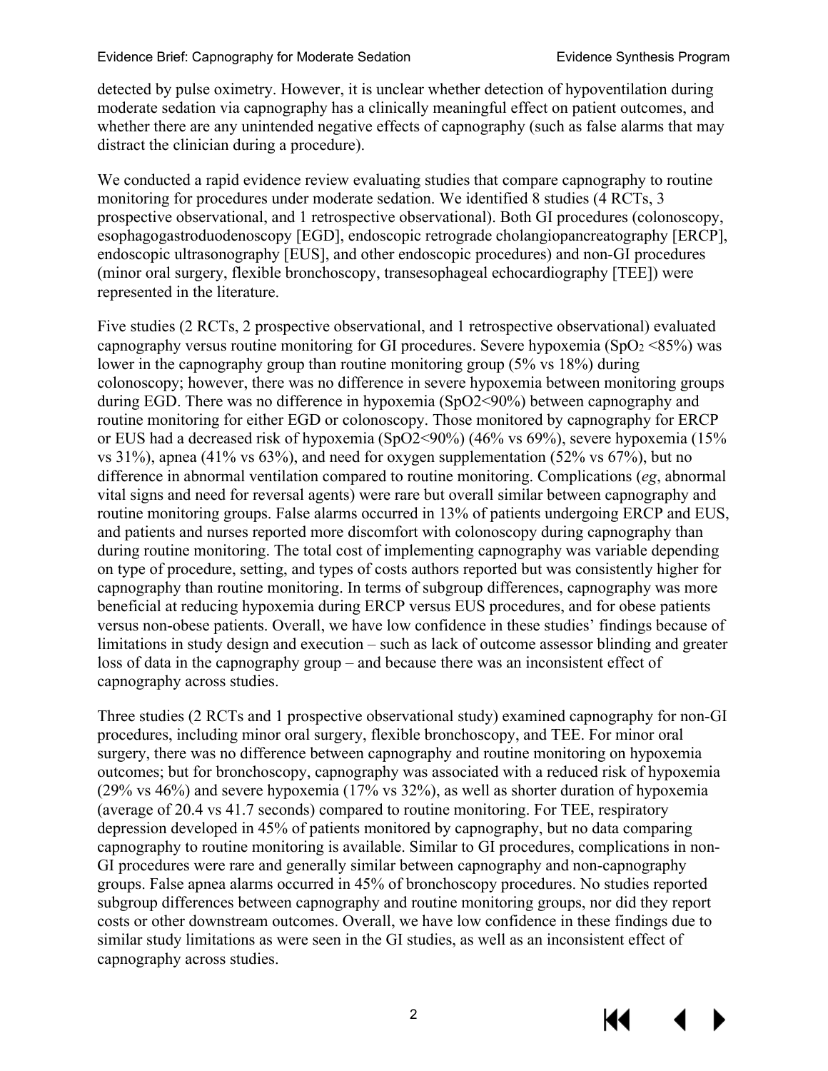detected by pulse oximetry. However, it is unclear whether detection of hypoventilation during moderate sedation via capnography has a clinically meaningful effect on patient outcomes, and whether there are any unintended negative effects of capnography (such as false alarms that may distract the clinician during a procedure).

We conducted a rapid evidence review evaluating studies that compare capnography to routine monitoring for procedures under moderate sedation. We identified 8 studies (4 RCTs, 3 prospective observational, and 1 retrospective observational). Both GI procedures (colonoscopy, esophagogastroduodenoscopy [EGD], endoscopic retrograde cholangiopancreatography [ERCP], endoscopic ultrasonography [EUS], and other endoscopic procedures) and non-GI procedures (minor oral surgery, flexible bronchoscopy, transesophageal echocardiography [TEE]) were represented in the literature.

Five studies (2 RCTs, 2 prospective observational, and 1 retrospective observational) evaluated capnography versus routine monitoring for GI procedures. Severe hypoxemia ($SpO_2$ <85%) was lower in the capnography group than routine monitoring group (5% vs 18%) during colonoscopy; however, there was no difference in severe hypoxemia between monitoring groups during EGD. There was no difference in hypoxemia (SpO2<90%) between capnography and routine monitoring for either EGD or colonoscopy. Those monitored by capnography for ERCP or EUS had a decreased risk of hypoxemia (SpO2<90%) (46% vs 69%), severe hypoxemia (15% vs 31%), apnea (41% vs 63%), and need for oxygen supplementation (52% vs 67%), but no difference in abnormal ventilation compared to routine monitoring. Complications (*eg*, abnormal vital signs and need for reversal agents) were rare but overall similar between capnography and routine monitoring groups. False alarms occurred in 13% of patients undergoing ERCP and EUS, and patients and nurses reported more discomfort with colonoscopy during capnography than during routine monitoring. The total cost of implementing capnography was variable depending on type of procedure, setting, and types of costs authors reported but was consistently higher for capnography than routine monitoring. In terms of subgroup differences, capnography was more beneficial at reducing hypoxemia during ERCP versus EUS procedures, and for obese patients versus non-obese patients. Overall, we have low confidence in these studies' findings because of limitations in study design and execution – such as lack of outcome assessor blinding and greater loss of data in the capnography group – and because there was an inconsistent effect of capnography across studies.

Three studies (2 RCTs and 1 prospective observational study) examined capnography for non-GI procedures, including minor oral surgery, flexible bronchoscopy, and TEE. For minor oral surgery, there was no difference between capnography and routine monitoring on hypoxemia outcomes; but for bronchoscopy, capnography was associated with a reduced risk of hypoxemia (29% vs 46%) and severe hypoxemia (17% vs 32%), as well as shorter duration of hypoxemia (average of 20.4 vs 41.7 seconds) compared to routine monitoring. For TEE, respiratory depression developed in 45% of patients monitored by capnography, but no data comparing capnography to routine monitoring is available. Similar to GI procedures, complications in non-GI procedures were rare and generally similar between capnography and non-capnography groups. False apnea alarms occurred in 45% of bronchoscopy procedures. No studies reported subgroup differences between capnography and routine monitoring groups, nor did they report costs or other downstream outcomes. Overall, we have low confidence in these findings due to similar study limitations as were seen in the GI studies, as well as an inconsistent effect of capnography across studies.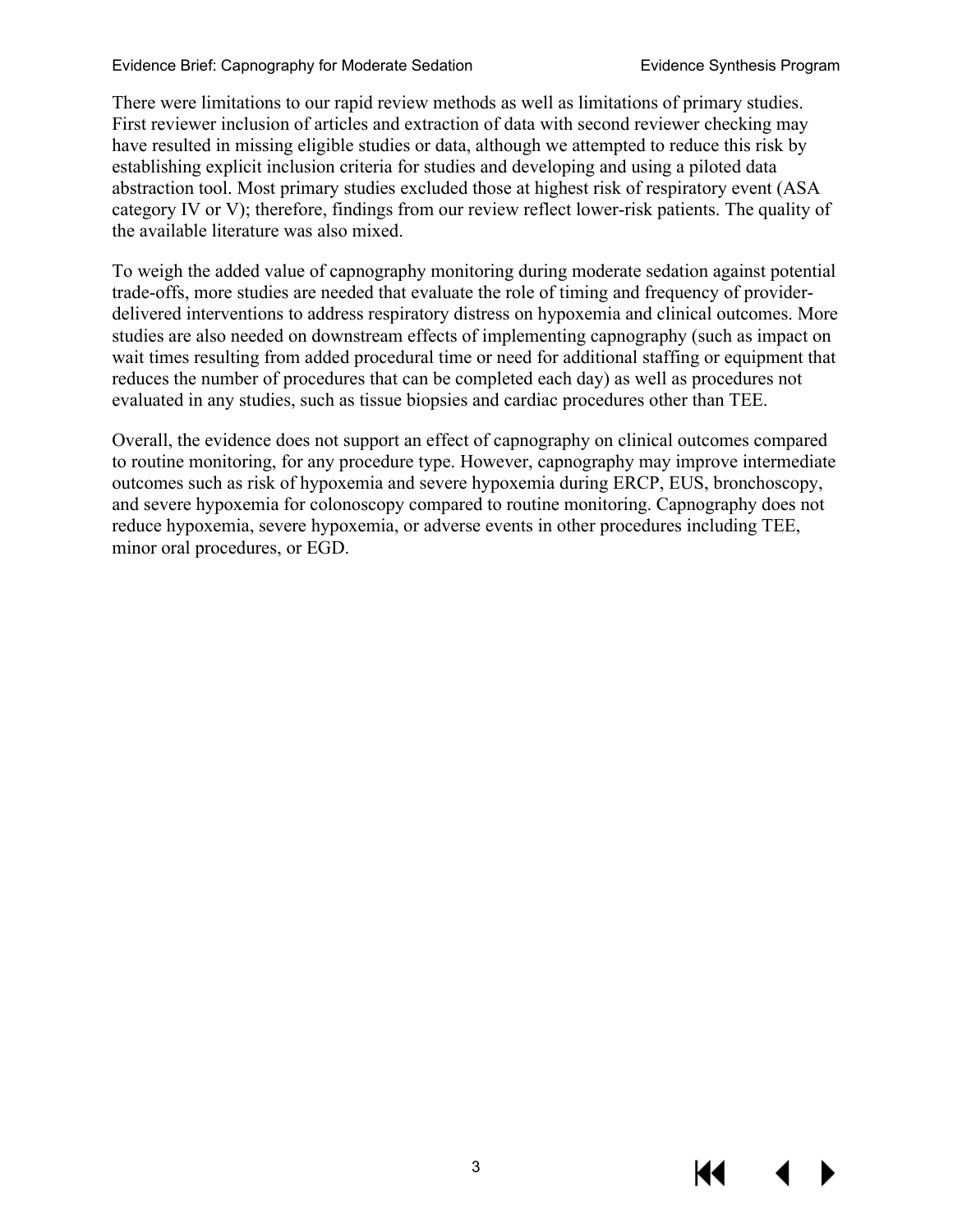There were limitations to our rapid review methods as well as limitations of primary studies. First reviewer inclusion of articles and extraction of data with second reviewer checking may have resulted in missing eligible studies or data, although we attempted to reduce this risk by establishing explicit inclusion criteria for studies and developing and using a piloted data abstraction tool. Most primary studies excluded those at highest risk of respiratory event (ASA category IV or V); therefore, findings from our review reflect lower-risk patients. The quality of the available literature was also mixed.

To weigh the added value of capnography monitoring during moderate sedation against potential trade-offs, more studies are needed that evaluate the role of timing and frequency of provider-delivered interventions to address respiratory distress on hypoxemia and clinical outcomes. More studies are also needed on downstream effects of implementing capnography (such as impact on wait times resulting from added procedural time or need for additional staffing or equipment that reduces the number of procedures that can be completed each day) as well as procedures not evaluated in any studies, such as tissue biopsies and cardiac procedures other than TEE.

Overall, the evidence does not support an effect of capnography on clinical outcomes compared to routine monitoring, for any procedure type. However, capnography may improve intermediate outcomes such as risk of hypoxemia and severe hypoxemia during ERCP, EUS, bronchoscopy, and severe hypoxemia for colonoscopy compared to routine monitoring. Capnography does not reduce hypoxemia, severe hypoxemia, or adverse events in other procedures including TEE, minor oral procedures, or EGD.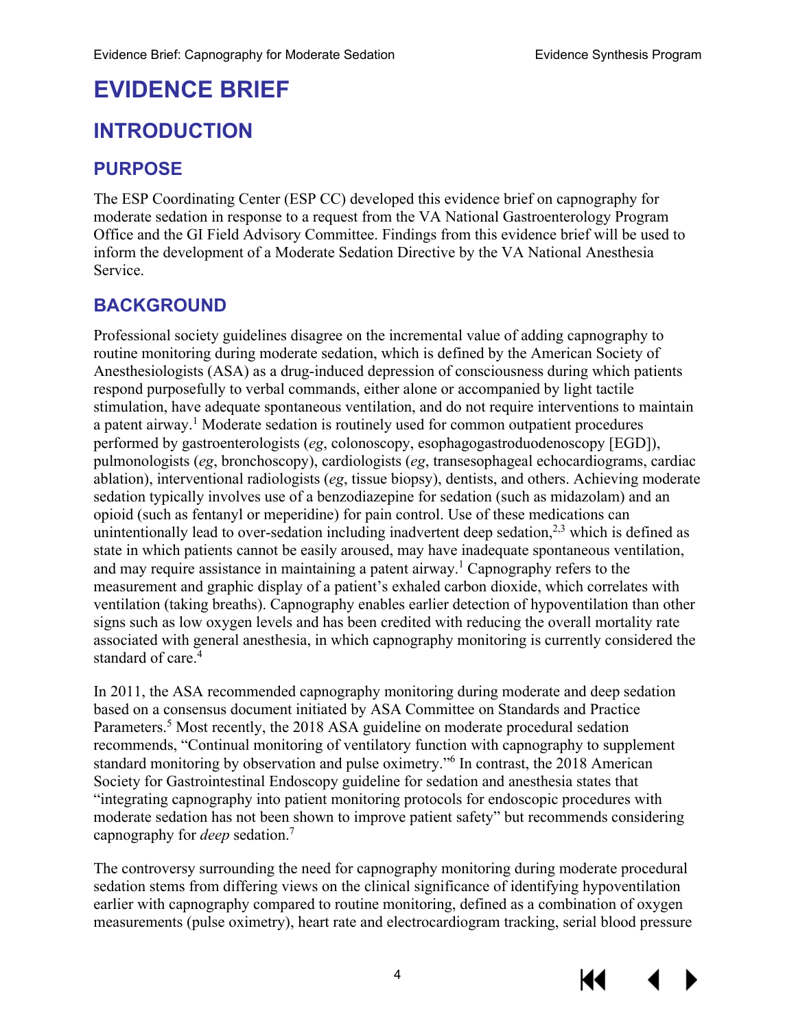# EVIDENCE BRIEF

## INTRODUCTION

### PURPOSE

The ESP Coordinating Center (ESP CC) developed this evidence brief on capnography for moderate sedation in response to a request from the VA National Gastroenterology Program Office and the GI Field Advisory Committee. Findings from this evidence brief will be used to inform the development of a Moderate Sedation Directive by the VA National Anesthesia Service.

### BACKGROUND

Professional society guidelines disagree on the incremental value of adding capnography to routine monitoring during moderate sedation, which is defined by the American Society of Anesthesiologists (ASA) as a drug-induced depression of consciousness during which patients respond purposefully to verbal commands, either alone or accompanied by light tactile stimulation, have adequate spontaneous ventilation, and do not require interventions to maintain a patent airway.[1] Moderate sedation is routinely used for common outpatient procedures performed by gastroenterologists (*eg*, colonoscopy, esophagogastroduodenoscopy [EGD]), pulmonologists (*eg*, bronchoscopy), cardiologists (*eg*, transesophageal echocardiograms, cardiac ablation), interventional radiologists (*eg*, tissue biopsy), dentists, and others. Achieving moderate sedation typically involves use of a benzodiazepine for sedation (such as midazolam) and an opioid (such as fentanyl or meperidine) for pain control. Use of these medications can unintentionally lead to over-sedation including inadvertent deep sedation,[2,3] which is defined as state in which patients cannot be easily aroused, may have inadequate spontaneous ventilation, and may require assistance in maintaining a patent airway.[1] Capnography refers to the measurement and graphic display of a patient's exhaled carbon dioxide, which correlates with ventilation (taking breaths). Capnography enables earlier detection of hypoventilation than other signs such as low oxygen levels and has been credited with reducing the overall mortality rate associated with general anesthesia, in which capnography monitoring is currently considered the standard of care.[4]

In 2011, the ASA recommended capnography monitoring during moderate and deep sedation based on a consensus document initiated by ASA Committee on Standards and Practice Parameters.[5] Most recently, the 2018 ASA guideline on moderate procedural sedation recommends, "Continual monitoring of ventilatory function with capnography to supplement standard monitoring by observation and pulse oximetry."[6] In contrast, the 2018 American Society for Gastrointestinal Endoscopy guideline for sedation and anesthesia states that "integrating capnography into patient monitoring protocols for endoscopic procedures with moderate sedation has not been shown to improve patient safety" but recommends considering capnography for *deep* sedation.[7]

The controversy surrounding the need for capnography monitoring during moderate procedural sedation stems from differing views on the clinical significance of identifying hypoventilation earlier with capnography compared to routine monitoring, defined as a combination of oxygen measurements (pulse oximetry), heart rate and electrocardiogram tracking, serial blood pressure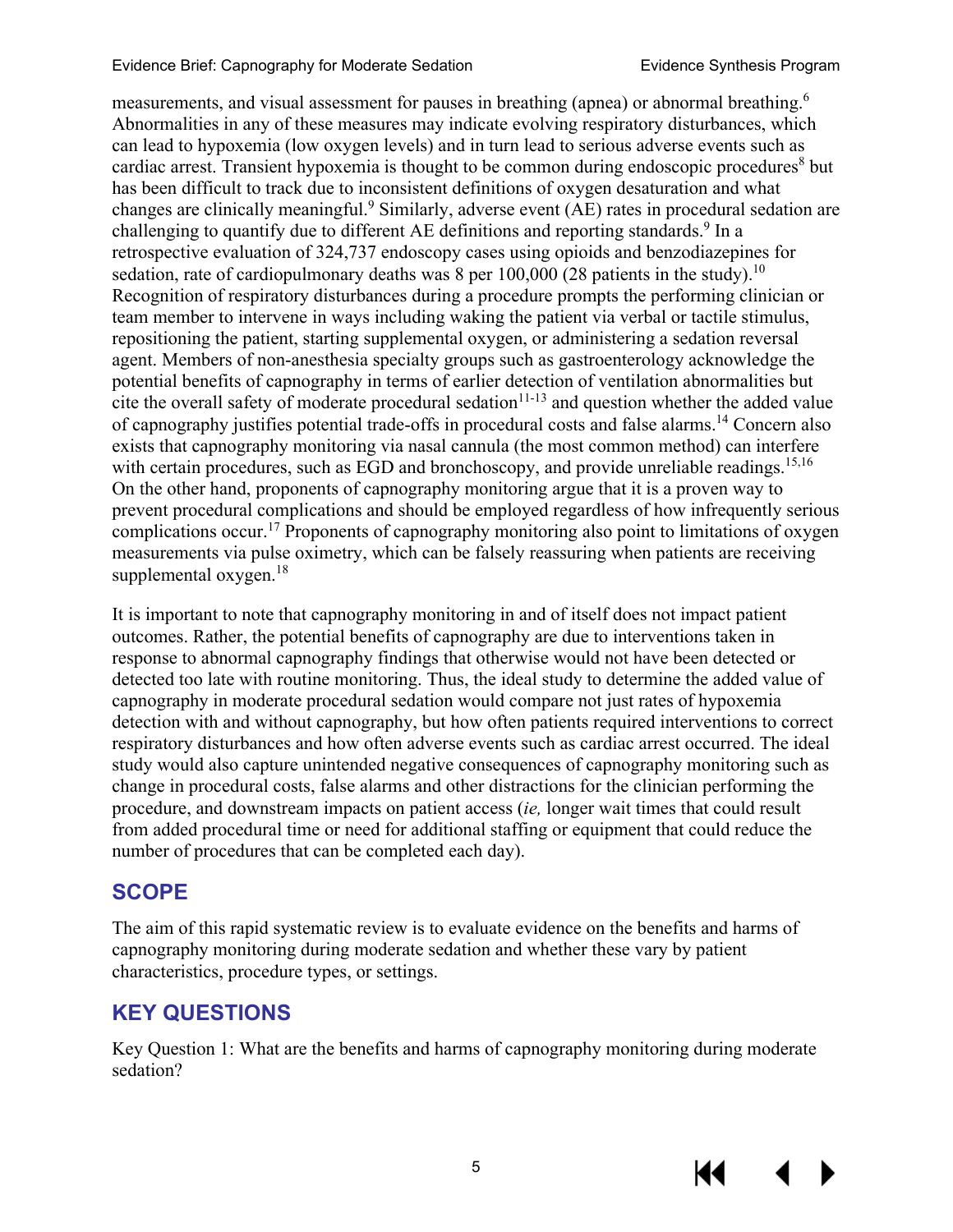measurements, and visual assessment for pauses in breathing (apnea) or abnormal breathing.[6] Abnormalities in any of these measures may indicate evolving respiratory disturbances, which can lead to hypoxemia (low oxygen levels) and in turn lead to serious adverse events such as cardiac arrest. Transient hypoxemia is thought to be common during endoscopic procedures[8] but has been difficult to track due to inconsistent definitions of oxygen desaturation and what changes are clinically meaningful.[9] Similarly, adverse event (AE) rates in procedural sedation are challenging to quantify due to different AE definitions and reporting standards.[9] In a retrospective evaluation of 324,737 endoscopy cases using opioids and benzodiazepines for sedation, rate of cardiopulmonary deaths was 8 per 100,000 (28 patients in the study).[10] Recognition of respiratory disturbances during a procedure prompts the performing clinician or team member to intervene in ways including waking the patient via verbal or tactile stimulus, repositioning the patient, starting supplemental oxygen, or administering a sedation reversal agent. Members of non-anesthesia specialty groups such as gastroenterology acknowledge the potential benefits of capnography in terms of earlier detection of ventilation abnormalities but cite the overall safety of moderate procedural sedation[11-13] and question whether the added value of capnography justifies potential trade-offs in procedural costs and false alarms.[14] Concern also exists that capnography monitoring via nasal cannula (the most common method) can interfere with certain procedures, such as EGD and bronchoscopy, and provide unreliable readings.[15,16] On the other hand, proponents of capnography monitoring argue that it is a proven way to prevent procedural complications and should be employed regardless of how infrequently serious complications occur.[17] Proponents of capnography monitoring also point to limitations of oxygen measurements via pulse oximetry, which can be falsely reassuring when patients are receiving supplemental oxygen.[18]

It is important to note that capnography monitoring in and of itself does not impact patient outcomes. Rather, the potential benefits of capnography are due to interventions taken in response to abnormal capnography findings that otherwise would not have been detected or detected too late with routine monitoring. Thus, the ideal study to determine the added value of capnography in moderate procedural sedation would compare not just rates of hypoxemia detection with and without capnography, but how often patients required interventions to correct respiratory disturbances and how often adverse events such as cardiac arrest occurred. The ideal study would also capture unintended negative consequences of capnography monitoring such as change in procedural costs, false alarms and other distractions for the clinician performing the procedure, and downstream impacts on patient access (*ie,* longer wait times that could result from added procedural time or need for additional staffing or equipment that could reduce the number of procedures that can be completed each day).

## SCOPE

The aim of this rapid systematic review is to evaluate evidence on the benefits and harms of capnography monitoring during moderate sedation and whether these vary by patient characteristics, procedure types, or settings.

## KEY QUESTIONS

Key Question 1: What are the benefits and harms of capnography monitoring during moderate sedation?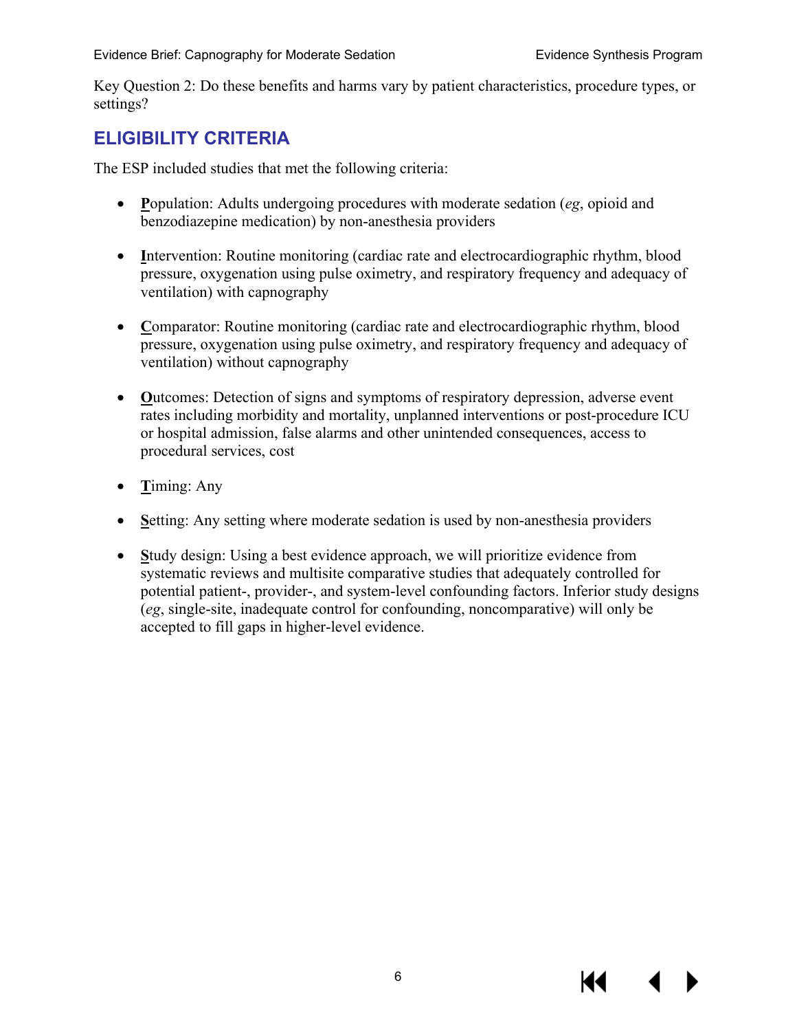Key Question 2: Do these benefits and harms vary by patient characteristics, procedure types, or settings?

## ELIGIBILITY CRITERIA

The ESP included studies that met the following criteria:

- **P**opulation: Adults undergoing procedures with moderate sedation (*eg*, opioid and benzodiazepine medication) by non-anesthesia providers
- **I**ntervention: Routine monitoring (cardiac rate and electrocardiographic rhythm, blood pressure, oxygenation using pulse oximetry, and respiratory frequency and adequacy of ventilation) with capnography
- **C**omparator: Routine monitoring (cardiac rate and electrocardiographic rhythm, blood pressure, oxygenation using pulse oximetry, and respiratory frequency and adequacy of ventilation) without capnography
- **O**utcomes: Detection of signs and symptoms of respiratory depression, adverse event rates including morbidity and mortality, unplanned interventions or post-procedure ICU or hospital admission, false alarms and other unintended consequences, access to procedural services, cost
- **T**iming: Any
- **S**etting: Any setting where moderate sedation is used by non-anesthesia providers
- **S**tudy design: Using a best evidence approach, we will prioritize evidence from systematic reviews and multisite comparative studies that adequately controlled for potential patient-, provider-, and system-level confounding factors. Inferior study designs (*eg*, single-site, inadequate control for confounding, noncomparative) will only be accepted to fill gaps in higher-level evidence.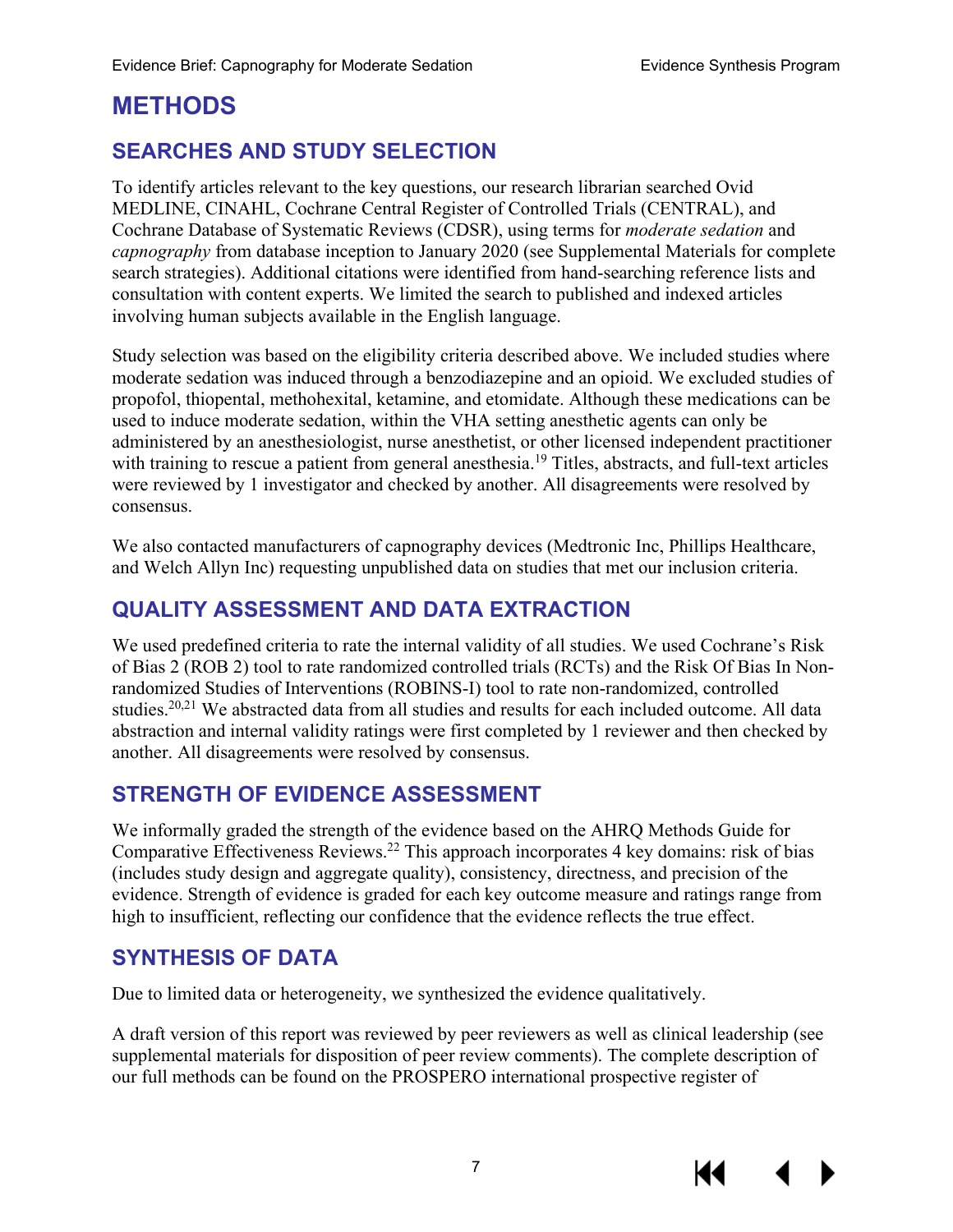# METHODS

## SEARCHES AND STUDY SELECTION

To identify articles relevant to the key questions, our research librarian searched Ovid MEDLINE, CINAHL, Cochrane Central Register of Controlled Trials (CENTRAL), and Cochrane Database of Systematic Reviews (CDSR), using terms for *moderate sedation* and *capnography* from database inception to January 2020 (see Supplemental Materials for complete search strategies). Additional citations were identified from hand-searching reference lists and consultation with content experts. We limited the search to published and indexed articles involving human subjects available in the English language.

Study selection was based on the eligibility criteria described above. We included studies where moderate sedation was induced through a benzodiazepine and an opioid. We excluded studies of propofol, thiopental, methohexital, ketamine, and etomidate. Although these medications can be used to induce moderate sedation, within the VHA setting anesthetic agents can only be administered by an anesthesiologist, nurse anesthetist, or other licensed independent practitioner with training to rescue a patient from general anesthesia.[19] Titles, abstracts, and full-text articles were reviewed by 1 investigator and checked by another. All disagreements were resolved by consensus.

We also contacted manufacturers of capnography devices (Medtronic Inc, Phillips Healthcare, and Welch Allyn Inc) requesting unpublished data on studies that met our inclusion criteria.

## QUALITY ASSESSMENT AND DATA EXTRACTION

We used predefined criteria to rate the internal validity of all studies. We used Cochrane's Risk of Bias 2 (ROB 2) tool to rate randomized controlled trials (RCTs) and the Risk Of Bias In Non-randomized Studies of Interventions (ROBINS-I) tool to rate non-randomized, controlled studies.[20,21] We abstracted data from all studies and results for each included outcome. All data abstraction and internal validity ratings were first completed by 1 reviewer and then checked by another. All disagreements were resolved by consensus.

## STRENGTH OF EVIDENCE ASSESSMENT

We informally graded the strength of the evidence based on the AHRQ Methods Guide for Comparative Effectiveness Reviews.[22] This approach incorporates 4 key domains: risk of bias (includes study design and aggregate quality), consistency, directness, and precision of the evidence. Strength of evidence is graded for each key outcome measure and ratings range from high to insufficient, reflecting our confidence that the evidence reflects the true effect.

## SYNTHESIS OF DATA

Due to limited data or heterogeneity, we synthesized the evidence qualitatively.

A draft version of this report was reviewed by peer reviewers as well as clinical leadership (see supplemental materials for disposition of peer review comments). The complete description of our full methods can be found on the PROSPERO international prospective register of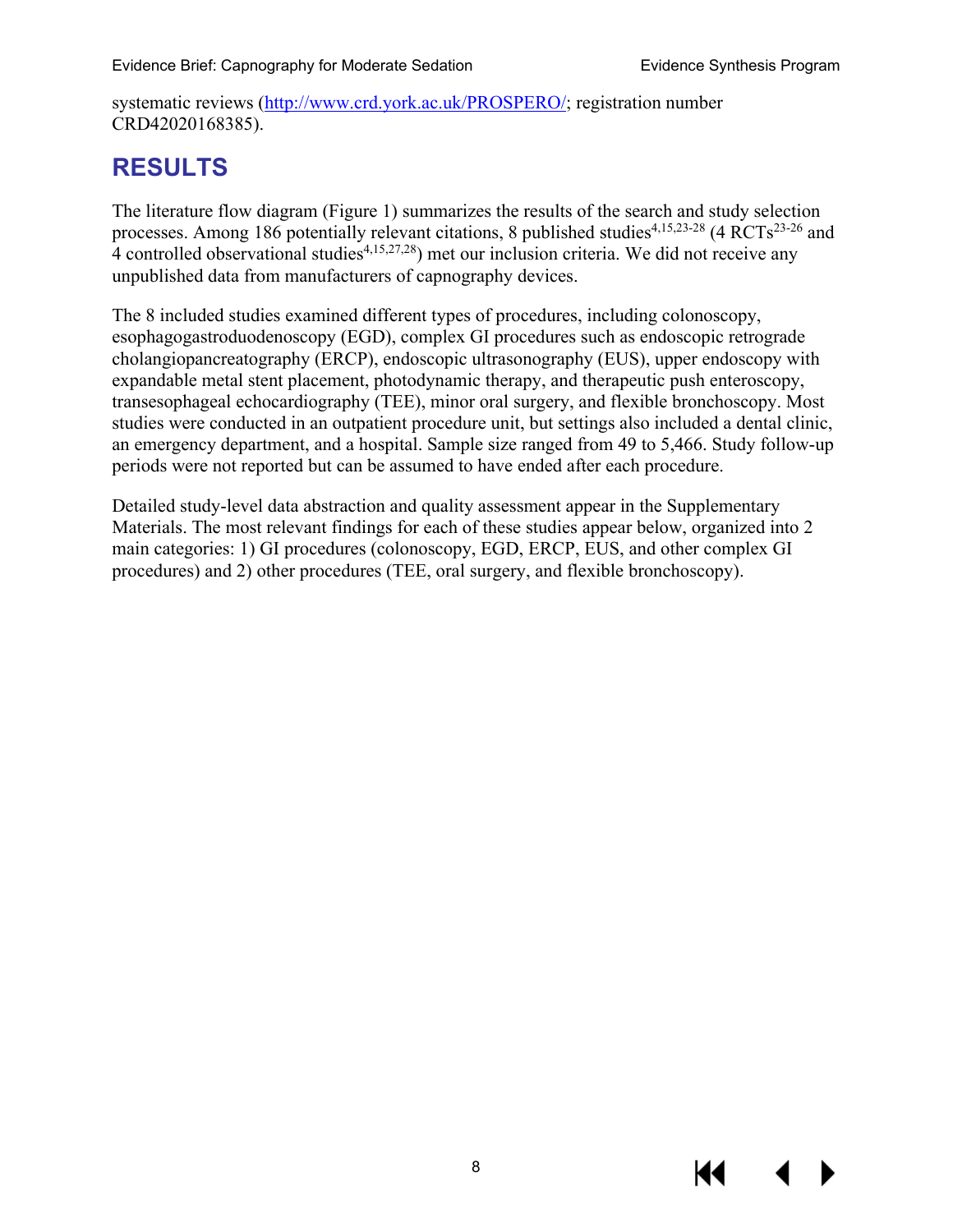systematic reviews (http://www.crd.york.ac.uk/PROSPERO/; registration number CRD42020168385).

# RESULTS

The literature flow diagram (Figure 1) summarizes the results of the search and study selection processes. Among 186 potentially relevant citations, 8 published studies[4,15,23-28] (4 RCTs[23-26] and 4 controlled observational studies[4,15,27,28]) met our inclusion criteria. We did not receive any unpublished data from manufacturers of capnography devices.

The 8 included studies examined different types of procedures, including colonoscopy, esophagogastroduodenoscopy (EGD), complex GI procedures such as endoscopic retrograde cholangiopancreatography (ERCP), endoscopic ultrasonography (EUS), upper endoscopy with expandable metal stent placement, photodynamic therapy, and therapeutic push enteroscopy, transesophageal echocardiography (TEE), minor oral surgery, and flexible bronchoscopy. Most studies were conducted in an outpatient procedure unit, but settings also included a dental clinic, an emergency department, and a hospital. Sample size ranged from 49 to 5,466. Study follow-up periods were not reported but can be assumed to have ended after each procedure.

Detailed study-level data abstraction and quality assessment appear in the Supplementary Materials. The most relevant findings for each of these studies appear below, organized into 2 main categories: 1) GI procedures (colonoscopy, EGD, ERCP, EUS, and other complex GI procedures) and 2) other procedures (TEE, oral surgery, and flexible bronchoscopy).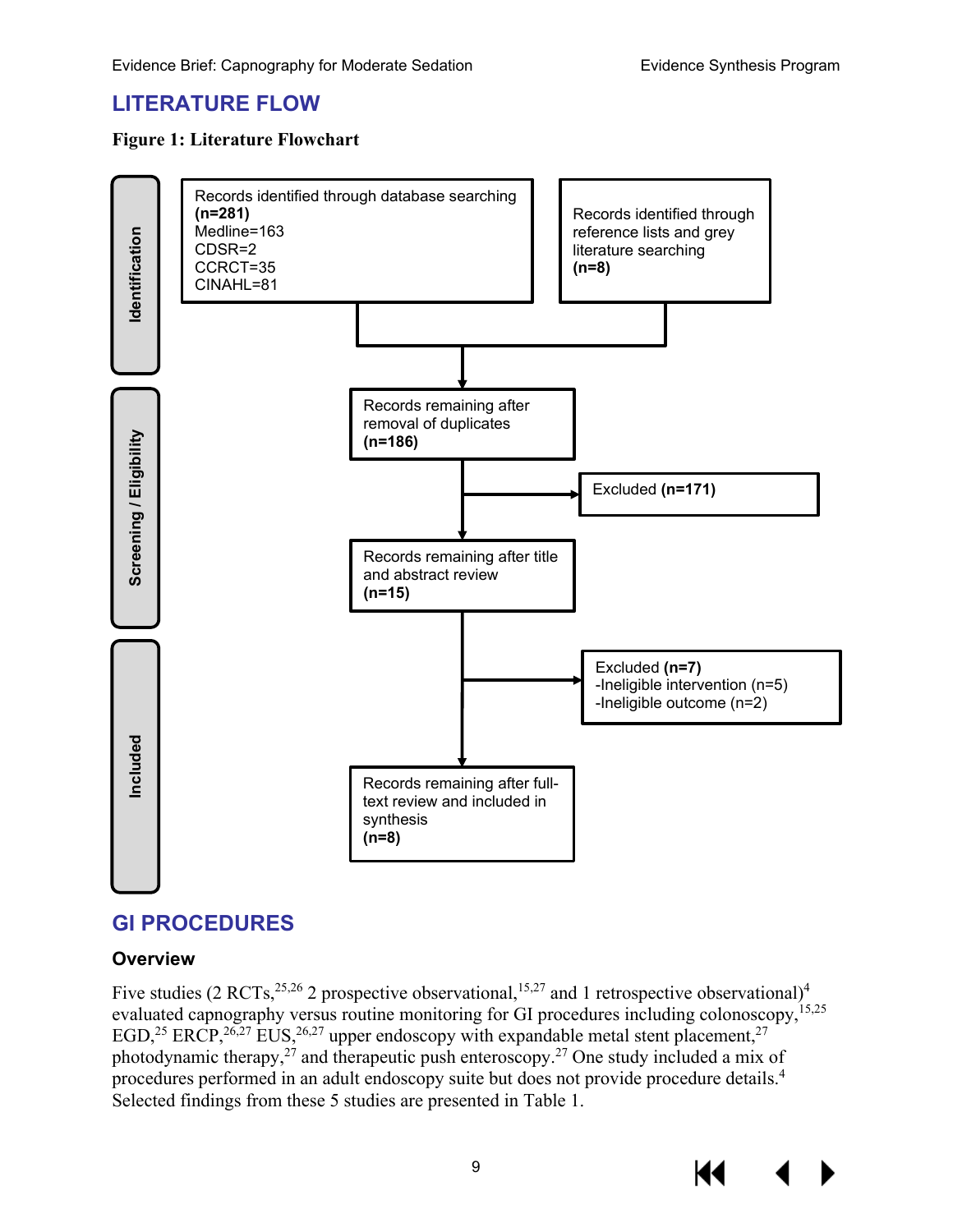## LITERATURE FLOW

**Figure 1: Literature Flowchart**

**Identification**

Records identified through database searching **(n=281)**
Medline=163
CDSR=2
CCRCT=35
CINAHL=81

Records identified through reference lists and grey literature searching **(n=8)**

**Screening / Eligibility**

Records remaining after removal of duplicates **(n=186)**

Excluded **(n=171)**

Records remaining after title and abstract review **(n=15)**

Excluded **(n=7)**
-Ineligible intervention (n=5)
-Ineligible outcome (n=2)

**Included**

Records remaining after full-text review and included in synthesis **(n=8)**

## GI PROCEDURES

### Overview

Five studies (2 RCTs,[25,26] 2 prospective observational,[15,27] and 1 retrospective observational)[4] evaluated capnography versus routine monitoring for GI procedures including colonoscopy,[15,25] EGD,[25] ERCP,[26,27] EUS,[26,27] upper endoscopy with expandable metal stent placement,[27] photodynamic therapy,[27] and therapeutic push enteroscopy.[27] One study included a mix of procedures performed in an adult endoscopy suite but does not provide procedure details.[4] Selected findings from these 5 studies are presented in Table 1.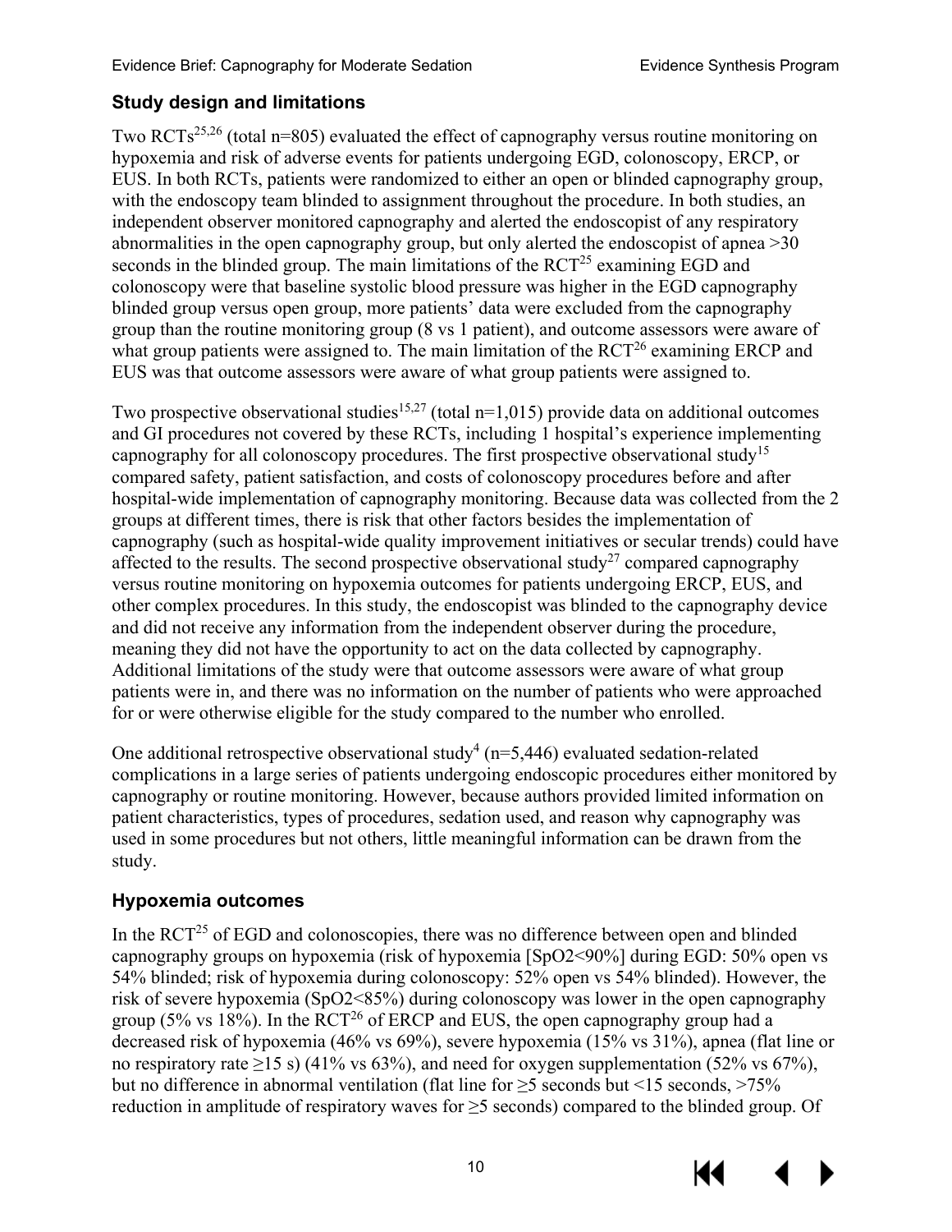### Study design and limitations

Two RCTs[25,26] (total n=805) evaluated the effect of capnography versus routine monitoring on hypoxemia and risk of adverse events for patients undergoing EGD, colonoscopy, ERCP, or EUS. In both RCTs, patients were randomized to either an open or blinded capnography group, with the endoscopy team blinded to assignment throughout the procedure. In both studies, an independent observer monitored capnography and alerted the endoscopist of any respiratory abnormalities in the open capnography group, but only alerted the endoscopist of apnea >30 seconds in the blinded group. The main limitations of the RCT[25] examining EGD and colonoscopy were that baseline systolic blood pressure was higher in the EGD capnography blinded group versus open group, more patients' data were excluded from the capnography group than the routine monitoring group (8 vs 1 patient), and outcome assessors were aware of what group patients were assigned to. The main limitation of the RCT[26] examining ERCP and EUS was that outcome assessors were aware of what group patients were assigned to.

Two prospective observational studies[15,27] (total n=1,015) provide data on additional outcomes and GI procedures not covered by these RCTs, including 1 hospital's experience implementing capnography for all colonoscopy procedures. The first prospective observational study[15] compared safety, patient satisfaction, and costs of colonoscopy procedures before and after hospital-wide implementation of capnography monitoring. Because data was collected from the 2 groups at different times, there is risk that other factors besides the implementation of capnography (such as hospital-wide quality improvement initiatives or secular trends) could have affected to the results. The second prospective observational study[27] compared capnography versus routine monitoring on hypoxemia outcomes for patients undergoing ERCP, EUS, and other complex procedures. In this study, the endoscopist was blinded to the capnography device and did not receive any information from the independent observer during the procedure, meaning they did not have the opportunity to act on the data collected by capnography. Additional limitations of the study were that outcome assessors were aware of what group patients were in, and there was no information on the number of patients who were approached for or were otherwise eligible for the study compared to the number who enrolled.

One additional retrospective observational study[4] (n=5,446) evaluated sedation-related complications in a large series of patients undergoing endoscopic procedures either monitored by capnography or routine monitoring. However, because authors provided limited information on patient characteristics, types of procedures, sedation used, and reason why capnography was used in some procedures but not others, little meaningful information can be drawn from the study.

### Hypoxemia outcomes

In the RCT[25] of EGD and colonoscopies, there was no difference between open and blinded capnography groups on hypoxemia (risk of hypoxemia [SpO2<90%] during EGD: 50% open vs 54% blinded; risk of hypoxemia during colonoscopy: 52% open vs 54% blinded). However, the risk of severe hypoxemia (SpO2<85%) during colonoscopy was lower in the open capnography group (5% vs 18%). In the RCT[26] of ERCP and EUS, the open capnography group had a decreased risk of hypoxemia (46% vs 69%), severe hypoxemia (15% vs 31%), apnea (flat line or no respiratory rate ≥15 s) (41% vs 63%), and need for oxygen supplementation (52% vs 67%), but no difference in abnormal ventilation (flat line for ≥5 seconds but <15 seconds, >75% reduction in amplitude of respiratory waves for ≥5 seconds) compared to the blinded group. Of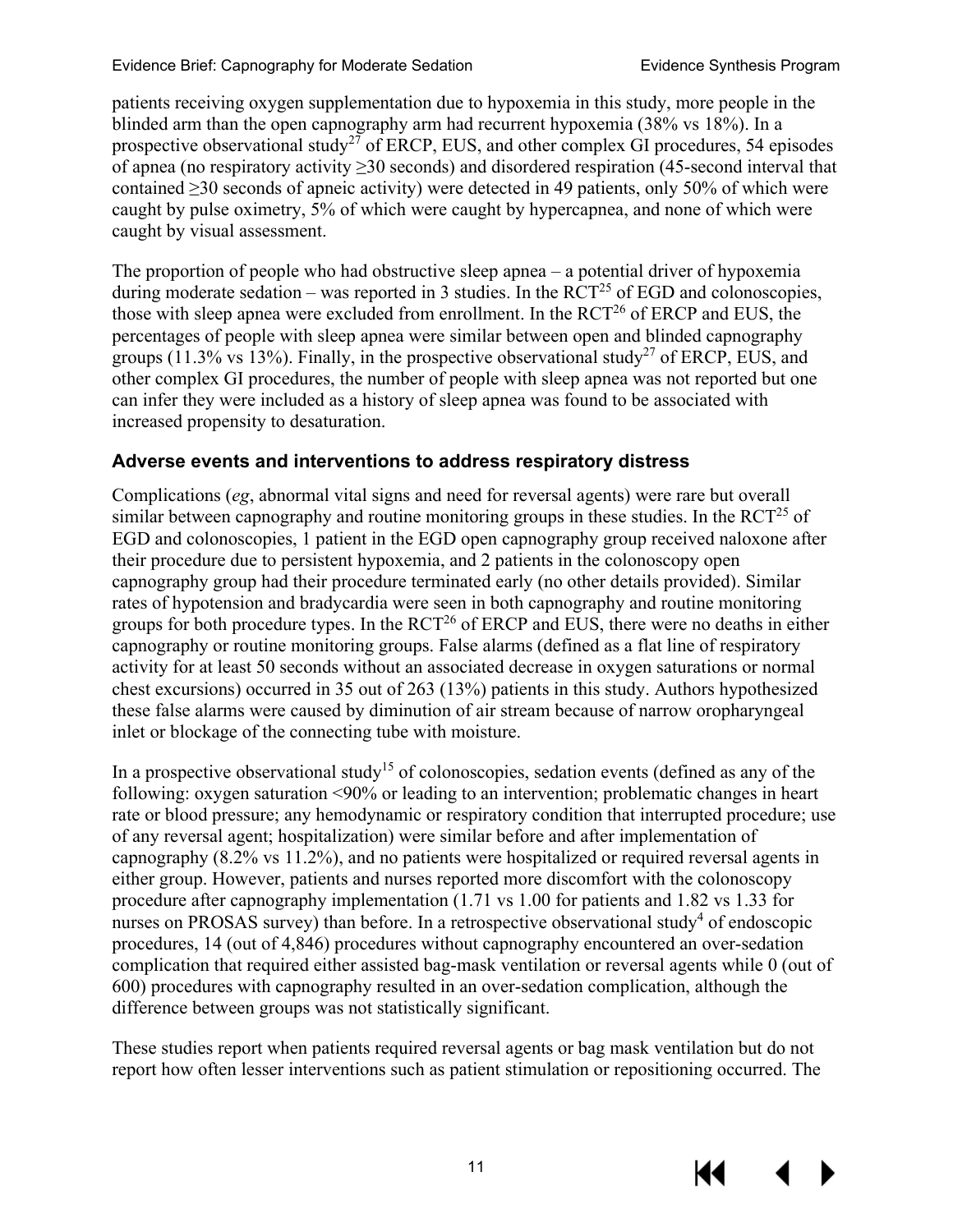patients receiving oxygen supplementation due to hypoxemia in this study, more people in the blinded arm than the open capnography arm had recurrent hypoxemia (38% vs 18%). In a prospective observational study[27] of ERCP, EUS, and other complex GI procedures, 54 episodes of apnea (no respiratory activity ≥30 seconds) and disordered respiration (45-second interval that contained ≥30 seconds of apneic activity) were detected in 49 patients, only 50% of which were caught by pulse oximetry, 5% of which were caught by hypercapnea, and none of which were caught by visual assessment.

The proportion of people who had obstructive sleep apnea – a potential driver of hypoxemia during moderate sedation – was reported in 3 studies. In the RCT[25] of EGD and colonoscopies, those with sleep apnea were excluded from enrollment. In the RCT[26] of ERCP and EUS, the percentages of people with sleep apnea were similar between open and blinded capnography groups (11.3% vs 13%). Finally, in the prospective observational study[27] of ERCP, EUS, and other complex GI procedures, the number of people with sleep apnea was not reported but one can infer they were included as a history of sleep apnea was found to be associated with increased propensity to desaturation.

### Adverse events and interventions to address respiratory distress

Complications (*eg*, abnormal vital signs and need for reversal agents) were rare but overall similar between capnography and routine monitoring groups in these studies. In the RCT[25] of EGD and colonoscopies, 1 patient in the EGD open capnography group received naloxone after their procedure due to persistent hypoxemia, and 2 patients in the colonoscopy open capnography group had their procedure terminated early (no other details provided). Similar rates of hypotension and bradycardia were seen in both capnography and routine monitoring groups for both procedure types. In the RCT[26] of ERCP and EUS, there were no deaths in either capnography or routine monitoring groups. False alarms (defined as a flat line of respiratory activity for at least 50 seconds without an associated decrease in oxygen saturations or normal chest excursions) occurred in 35 out of 263 (13%) patients in this study. Authors hypothesized these false alarms were caused by diminution of air stream because of narrow oropharyngeal inlet or blockage of the connecting tube with moisture.

In a prospective observational study[15] of colonoscopies, sedation events (defined as any of the following: oxygen saturation <90% or leading to an intervention; problematic changes in heart rate or blood pressure; any hemodynamic or respiratory condition that interrupted procedure; use of any reversal agent; hospitalization) were similar before and after implementation of capnography (8.2% vs 11.2%), and no patients were hospitalized or required reversal agents in either group. However, patients and nurses reported more discomfort with the colonoscopy procedure after capnography implementation (1.71 vs 1.00 for patients and 1.82 vs 1.33 for nurses on PROSAS survey) than before. In a retrospective observational study[4] of endoscopic procedures, 14 (out of 4,846) procedures without capnography encountered an over-sedation complication that required either assisted bag-mask ventilation or reversal agents while 0 (out of 600) procedures with capnography resulted in an over-sedation complication, although the difference between groups was not statistically significant.

These studies report when patients required reversal agents or bag mask ventilation but do not report how often lesser interventions such as patient stimulation or repositioning occurred. The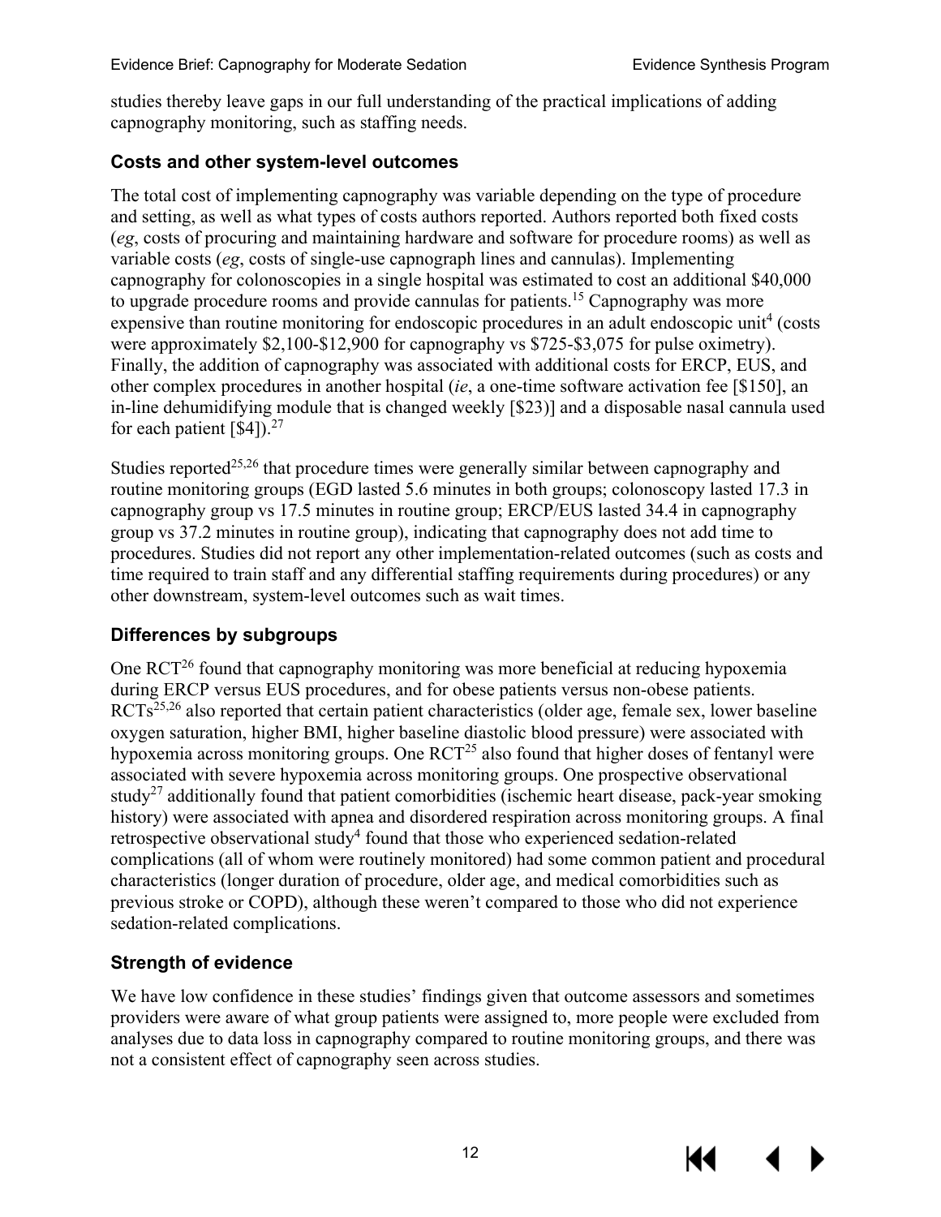studies thereby leave gaps in our full understanding of the practical implications of adding capnography monitoring, such as staffing needs.

### Costs and other system-level outcomes

The total cost of implementing capnography was variable depending on the type of procedure and setting, as well as what types of costs authors reported. Authors reported both fixed costs (*eg*, costs of procuring and maintaining hardware and software for procedure rooms) as well as variable costs (*eg*, costs of single-use capnograph lines and cannulas). Implementing capnography for colonoscopies in a single hospital was estimated to cost an additional $40,000 to upgrade procedure rooms and provide cannulas for patients.[15] Capnography was more expensive than routine monitoring for endoscopic procedures in an adult endoscopic unit[4] (costs were approximately $2,100-$12,900 for capnography vs $725-$3,075 for pulse oximetry). Finally, the addition of capnography was associated with additional costs for ERCP, EUS, and other complex procedures in another hospital (*ie*, a one-time software activation fee [$150], an in-line dehumidifying module that is changed weekly [$23)] and a disposable nasal cannula used for each patient [$4]).[27]

Studies reported[25,26] that procedure times were generally similar between capnography and routine monitoring groups (EGD lasted 5.6 minutes in both groups; colonoscopy lasted 17.3 in capnography group vs 17.5 minutes in routine group; ERCP/EUS lasted 34.4 in capnography group vs 37.2 minutes in routine group), indicating that capnography does not add time to procedures. Studies did not report any other implementation-related outcomes (such as costs and time required to train staff and any differential staffing requirements during procedures) or any other downstream, system-level outcomes such as wait times.

### Differences by subgroups

One RCT[26] found that capnography monitoring was more beneficial at reducing hypoxemia during ERCP versus EUS procedures, and for obese patients versus non-obese patients. RCTs[25,26] also reported that certain patient characteristics (older age, female sex, lower baseline oxygen saturation, higher BMI, higher baseline diastolic blood pressure) were associated with hypoxemia across monitoring groups. One RCT[25] also found that higher doses of fentanyl were associated with severe hypoxemia across monitoring groups. One prospective observational study[27] additionally found that patient comorbidities (ischemic heart disease, pack-year smoking history) were associated with apnea and disordered respiration across monitoring groups. A final retrospective observational study[4] found that those who experienced sedation-related complications (all of whom were routinely monitored) had some common patient and procedural characteristics (longer duration of procedure, older age, and medical comorbidities such as previous stroke or COPD), although these weren't compared to those who did not experience sedation-related complications.

### Strength of evidence

We have low confidence in these studies' findings given that outcome assessors and sometimes providers were aware of what group patients were assigned to, more people were excluded from analyses due to data loss in capnography compared to routine monitoring groups, and there was not a consistent effect of capnography seen across studies.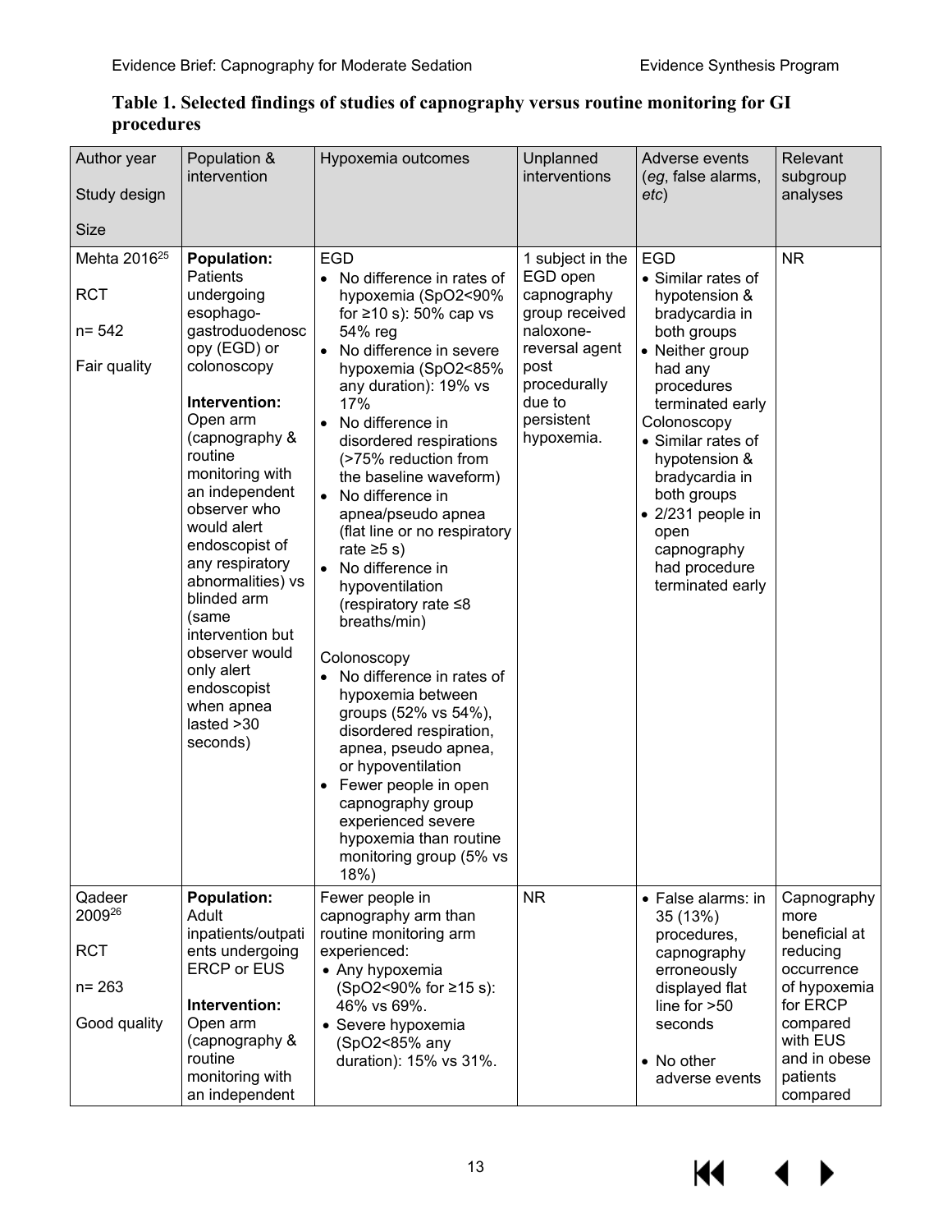**Table 1. Selected findings of studies of capnography versus routine monitoring for GI procedures**

| Author year<br>Study design<br>Size | Population & intervention | Hypoxemia outcomes | Unplanned interventions | Adverse events (*eg*, false alarms, *etc*) | Relevant subgroup analyses |
|---|---|---|---|---|---|
| Mehta 2016[25]<br>RCT<br>n= 542<br>Fair quality | **Population:** Patients undergoing esophago-gastroduodenoscopy (EGD) or colonoscopy<br>**Intervention:** Open arm (capnography & routine monitoring with an independent observer who would alert endoscopist of any respiratory abnormalities) vs blinded arm (same intervention but observer would only alert endoscopist when apnea lasted >30 seconds) | EGD<br>• No difference in rates of hypoxemia (SpO2<90% for ≥10 s): 50% cap vs 54% reg<br>• No difference in severe hypoxemia (SpO2<85% any duration): 19% vs 17%<br>• No difference in disordered respirations (>75% reduction from the baseline waveform)<br>• No difference in apnea/pseudo apnea (flat line or no respiratory rate ≥5 s)<br>• No difference in hypoventilation (respiratory rate ≤8 breaths/min)<br>Colonoscopy<br>• No difference in rates of hypoxemia between groups (52% vs 54%), disordered respiration, apnea, pseudo apnea, or hypoventilation<br>• Fewer people in open capnography group experienced severe hypoxemia than routine monitoring group (5% vs 18%) | 1 subject in the EGD open capnography group received naloxone-reversal agent post procedurally due to persistent hypoxemia. | EGD<br>• Similar rates of hypotension & bradycardia in both groups<br>• Neither group had any procedures terminated early<br>Colonoscopy<br>• Similar rates of hypotension & bradycardia in both groups<br>• 2/231 people in open capnography had procedure terminated early | NR |
| Qadeer 2009[26]<br>RCT<br>n= 263<br>Good quality | **Population:** Adult inpatients/outpatients undergoing ERCP or EUS<br>**Intervention:** Open arm (capnography & routine monitoring with an independent | Fewer people in capnography arm than routine monitoring arm experienced:<br>• Any hypoxemia (SpO2<90% for ≥15 s): 46% vs 69%.<br>• Severe hypoxemia (SpO2<85% any duration): 15% vs 31%. | NR | • False alarms: in 35 (13%) procedures, capnography erroneously displayed flat line for >50 seconds<br>• No other adverse events | Capnography more beneficial at reducing occurrence of hypoxemia for ERCP compared with EUS and in obese patients compared |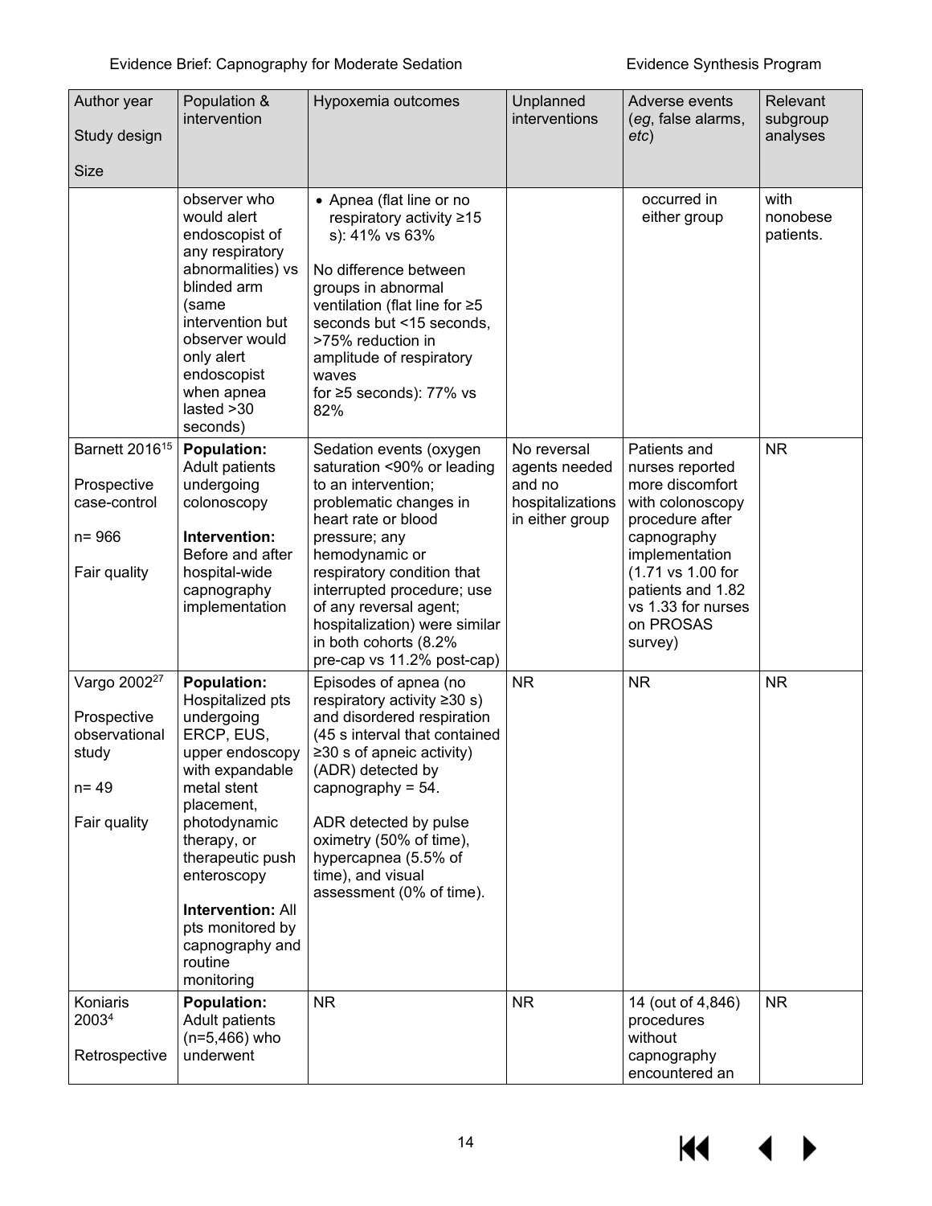| Author year<br><br>Study design<br><br>Size | Population & intervention | Hypoxemia outcomes | Unplanned interventions | Adverse events (*eg*, false alarms, *etc*) | Relevant subgroup analyses |
|---|---|---|---|---|---|
| | observer who would alert endoscopist of any respiratory abnormalities) vs blinded arm (same intervention but observer would only alert endoscopist when apnea lasted >30 seconds) | • Apnea (flat line or no respiratory activity ≥15 s): 41% vs 63%<br><br>No difference between groups in abnormal ventilation (flat line for ≥5 seconds but <15 seconds, >75% reduction in amplitude of respiratory waves for ≥5 seconds): 77% vs 82% | | occurred in either group | with nonobese patients. |
| Barnett 2016[15]<br><br>Prospective case-control<br><br>n= 966<br><br>Fair quality | **Population:** Adult patients undergoing colonoscopy<br><br>**Intervention:** Before and after hospital-wide capnography implementation | Sedation events (oxygen saturation <90% or leading to an intervention; problematic changes in heart rate or blood pressure; any hemodynamic or respiratory condition that interrupted procedure; use of any reversal agent; hospitalization) were similar in both cohorts (8.2% pre-cap vs 11.2% post-cap) | No reversal agents needed and no hospitalizations in either group | Patients and nurses reported more discomfort with colonoscopy procedure after capnography implementation (1.71 vs 1.00 for patients and 1.82 vs 1.33 for nurses on PROSAS survey) | NR |
| Vargo 2002[27]<br><br>Prospective observational study<br><br>n= 49<br><br>Fair quality | **Population:** Hospitalized pts undergoing ERCP, EUS, upper endoscopy with expandable metal stent placement, photodynamic therapy, or therapeutic push enteroscopy<br><br>**Intervention:** All pts monitored by capnography and routine monitoring | Episodes of apnea (no respiratory activity ≥30 s) and disordered respiration (45 s interval that contained ≥30 s of apneic activity) (ADR) detected by capnography = 54.<br><br>ADR detected by pulse oximetry (50% of time), hypercapnea (5.5% of time), and visual assessment (0% of time). | NR | NR | NR |
| Koniaris 2003[4]<br><br>Retrospective | **Population:** Adult patients (n=5,466) who underwent | NR | NR | 14 (out of 4,846) procedures without capnography encountered an | NR |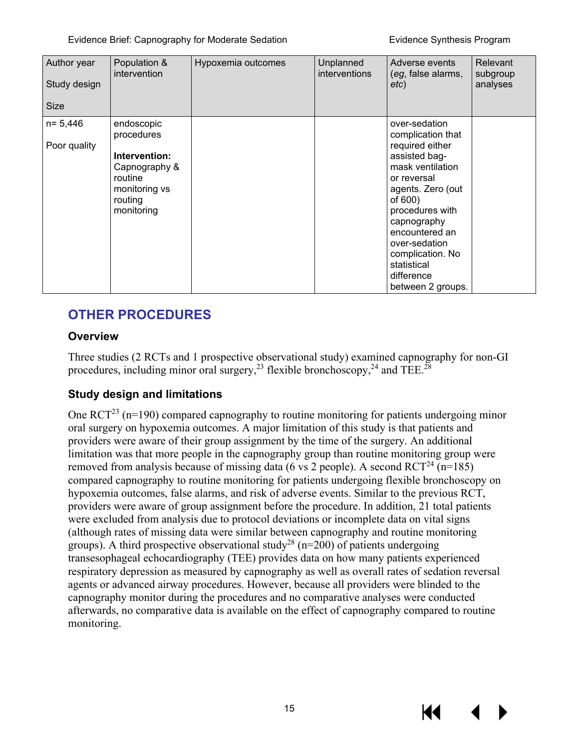| Author year<br><br>Study design<br><br>Size | Population & intervention | Hypoxemia outcomes | Unplanned interventions | Adverse events (*eg*, false alarms, *etc*) | Relevant subgroup analyses |
|---|---|---|---|---|---|
| n= 5,446<br><br>Poor quality | endoscopic procedures<br><br>**Intervention:** Capnography & routine monitoring vs routing monitoring | | | over-sedation complication that required either assisted bag-mask ventilation or reversal agents. Zero (out of 600) procedures with capnography encountered an over-sedation complication. No statistical difference between 2 groups. | |

## OTHER PROCEDURES

### Overview

Three studies (2 RCTs and 1 prospective observational study) examined capnography for non-GI procedures, including minor oral surgery,[23] flexible bronchoscopy,[24] and TEE.[28]

### Study design and limitations

One RCT[23] (n=190) compared capnography to routine monitoring for patients undergoing minor oral surgery on hypoxemia outcomes. A major limitation of this study is that patients and providers were aware of their group assignment by the time of the surgery. An additional limitation was that more people in the capnography group than routine monitoring group were removed from analysis because of missing data (6 vs 2 people). A second RCT[24] (n=185) compared capnography to routine monitoring for patients undergoing flexible bronchoscopy on hypoxemia outcomes, false alarms, and risk of adverse events. Similar to the previous RCT, providers were aware of group assignment before the procedure. In addition, 21 total patients were excluded from analysis due to protocol deviations or incomplete data on vital signs (although rates of missing data were similar between capnography and routine monitoring groups). A third prospective observational study[28] (n=200) of patients undergoing transesophageal echocardiography (TEE) provides data on how many patients experienced respiratory depression as measured by capnography as well as overall rates of sedation reversal agents or advanced airway procedures. However, because all providers were blinded to the capnography monitor during the procedures and no comparative analyses were conducted afterwards, no comparative data is available on the effect of capnography compared to routine monitoring.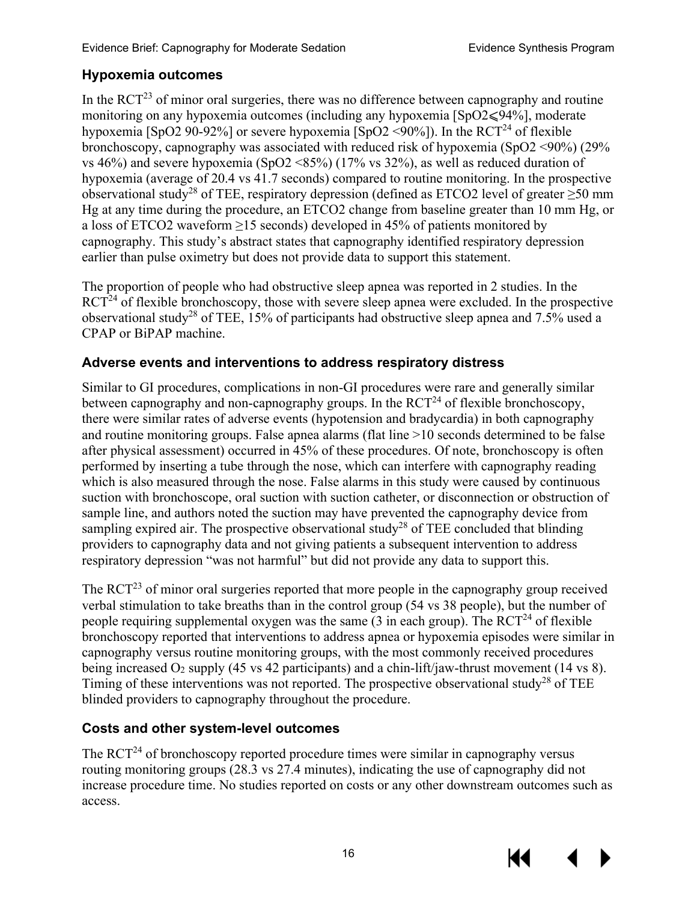### Hypoxemia outcomes

In the RCT[23] of minor oral surgeries, there was no difference between capnography and routine monitoring on any hypoxemia outcomes (including any hypoxemia [$SpO2 \leqslant 94\%$], moderate hypoxemia [SpO2 90-92%] or severe hypoxemia [SpO2 <90%]). In the RCT[24] of flexible bronchoscopy, capnography was associated with reduced risk of hypoxemia (SpO2 <90%) (29% vs 46%) and severe hypoxemia (SpO2 <85%) (17% vs 32%), as well as reduced duration of hypoxemia (average of 20.4 vs 41.7 seconds) compared to routine monitoring. In the prospective observational study[28] of TEE, respiratory depression (defined as ETCO2 level of greater ≥50 mm Hg at any time during the procedure, an ETCO2 change from baseline greater than 10 mm Hg, or a loss of ETCO2 waveform ≥15 seconds) developed in 45% of patients monitored by capnography. This study's abstract states that capnography identified respiratory depression earlier than pulse oximetry but does not provide data to support this statement.

The proportion of people who had obstructive sleep apnea was reported in 2 studies. In the RCT[24] of flexible bronchoscopy, those with severe sleep apnea were excluded. In the prospective observational study[28] of TEE, 15% of participants had obstructive sleep apnea and 7.5% used a CPAP or BiPAP machine.

### Adverse events and interventions to address respiratory distress

Similar to GI procedures, complications in non-GI procedures were rare and generally similar between capnography and non-capnography groups. In the RCT[24] of flexible bronchoscopy, there were similar rates of adverse events (hypotension and bradycardia) in both capnography and routine monitoring groups. False apnea alarms (flat line >10 seconds determined to be false after physical assessment) occurred in 45% of these procedures. Of note, bronchoscopy is often performed by inserting a tube through the nose, which can interfere with capnography reading which is also measured through the nose. False alarms in this study were caused by continuous suction with bronchoscope, oral suction with suction catheter, or disconnection or obstruction of sample line, and authors noted the suction may have prevented the capnography device from sampling expired air. The prospective observational study[28] of TEE concluded that blinding providers to capnography data and not giving patients a subsequent intervention to address respiratory depression "was not harmful" but did not provide any data to support this.

The RCT[23] of minor oral surgeries reported that more people in the capnography group received verbal stimulation to take breaths than in the control group (54 vs 38 people), but the number of people requiring supplemental oxygen was the same (3 in each group). The RCT[24] of flexible bronchoscopy reported that interventions to address apnea or hypoxemia episodes were similar in capnography versus routine monitoring groups, with the most commonly received procedures being increased $O_2$ supply (45 vs 42 participants) and a chin-lift/jaw-thrust movement (14 vs 8). Timing of these interventions was not reported. The prospective observational study[28] of TEE blinded providers to capnography throughout the procedure.

### Costs and other system-level outcomes

The RCT[24] of bronchoscopy reported procedure times were similar in capnography versus routing monitoring groups (28.3 vs 27.4 minutes), indicating the use of capnography did not increase procedure time. No studies reported on costs or any other downstream outcomes such as access.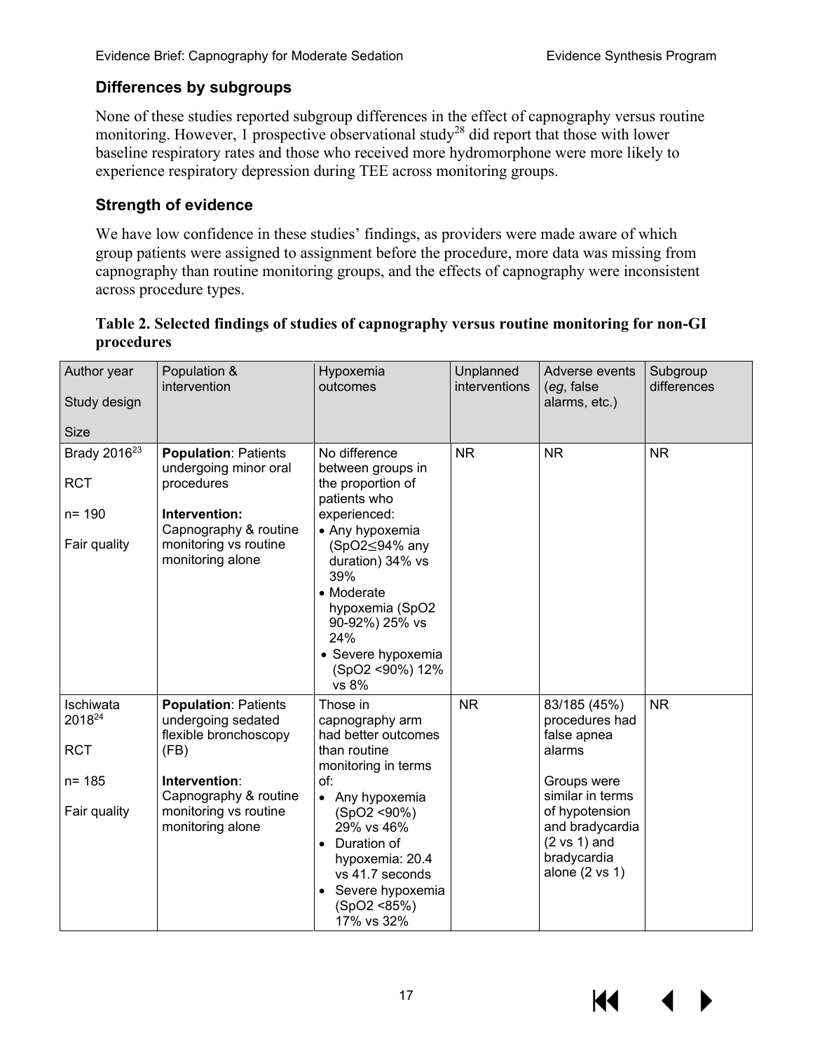## Differences by subgroups

None of these studies reported subgroup differences in the effect of capnography versus routine monitoring. However, 1 prospective observational study[28] did report that those with lower baseline respiratory rates and those who received more hydromorphone were more likely to experience respiratory depression during TEE across monitoring groups.

## Strength of evidence

We have low confidence in these studies' findings, as providers were made aware of which group patients were assigned to assignment before the procedure, more data was missing from capnography than routine monitoring groups, and the effects of capnography were inconsistent across procedure types.

**Table 2. Selected findings of studies of capnography versus routine monitoring for non-GI procedures**

| Author year<br>Study design<br>Size | Population & intervention | Hypoxemia outcomes | Unplanned interventions | Adverse events (*eg*, false alarms, etc.) | Subgroup differences |
|---|---|---|---|---|---|
| Brady 2016[23]<br>RCT<br>n= 190<br>Fair quality | **Population**: Patients undergoing minor oral procedures<br>**Intervention:** Capnography & routine monitoring vs routine monitoring alone | No difference between groups in the proportion of patients who experienced:<br>• Any hypoxemia ($SpO_2 \leq 94\%$ any duration) 34% vs 39%<br>• Moderate hypoxemia ($SpO_2$ 90-92%) 25% vs 24%<br>• Severe hypoxemia ($SpO_2$ <90%) 12% vs 8% | NR | NR | NR |
| Ischiwata 2018[24]<br>RCT<br>n= 185<br>Fair quality | **Population**: Patients undergoing sedated flexible bronchoscopy (FB)<br>**Intervention**: Capnography & routine monitoring vs routine monitoring alone | Those in capnography arm had better outcomes than routine monitoring in terms of:<br>• Any hypoxemia ($SpO_2$ <90%) 29% vs 46%<br>• Duration of hypoxemia: 20.4 vs 41.7 seconds<br>• Severe hypoxemia ($SpO_2$ <85%) 17% vs 32% | NR | 83/185 (45%) procedures had false apnea alarms<br>Groups were similar in terms of hypotension and bradycardia (2 vs 1) and bradycardia alone (2 vs 1) | NR |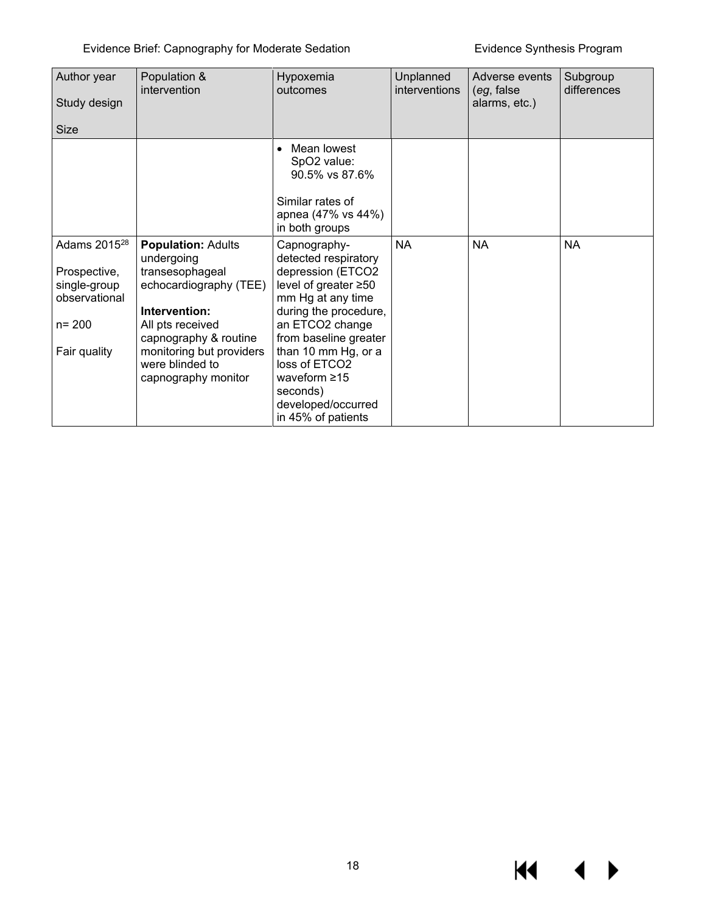| Author year<br><br>Study design<br><br>Size | Population & intervention | Hypoxemia outcomes | Unplanned interventions | Adverse events (*eg*, false alarms, etc.) | Subgroup differences |
|---|---|---|---|---|---|
| | | • Mean lowest $SpO_2$ value: 90.5% vs 87.6%<br><br>Similar rates of apnea (47% vs 44%) in both groups | | | |
| Adams 2015[28]<br><br>Prospective, single-group observational<br><br>n= 200<br><br>Fair quality | **Population:** Adults undergoing transesophageal echocardiography (TEE)<br><br>**Intervention:** All pts received capnography & routine monitoring but providers were blinded to capnography monitor | Capnography-detected respiratory depression ($ETCO_2$ level of greater ≥50 mm Hg at any time during the procedure, an $ETCO_2$ change from baseline greater than 10 mm Hg, or a loss of $ETCO_2$ waveform ≥15 seconds) developed/occurred in 45% of patients | NA | NA | NA |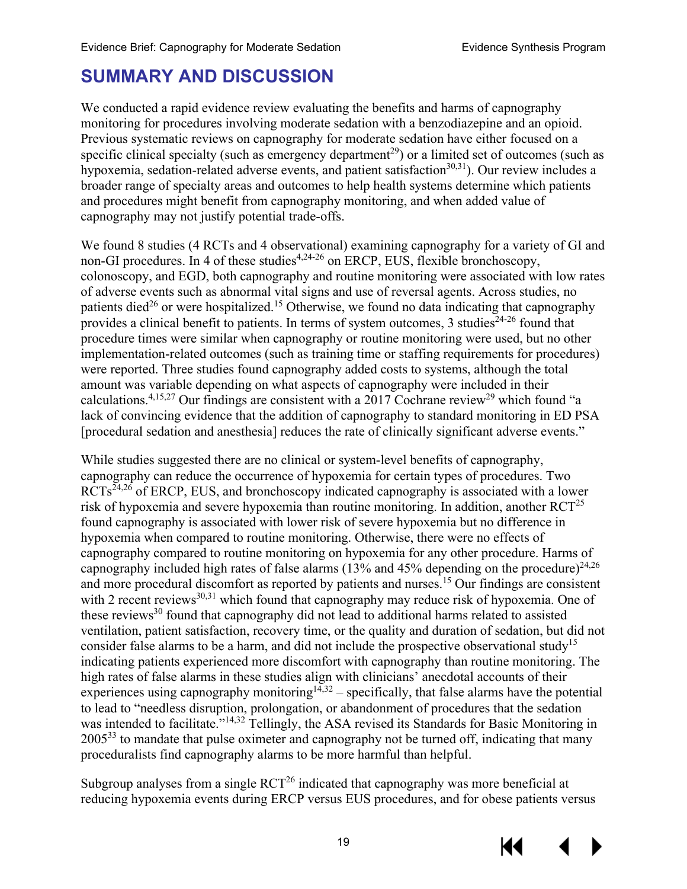# SUMMARY AND DISCUSSION

We conducted a rapid evidence review evaluating the benefits and harms of capnography monitoring for procedures involving moderate sedation with a benzodiazepine and an opioid. Previous systematic reviews on capnography for moderate sedation have either focused on a specific clinical specialty (such as emergency department[29]) or a limited set of outcomes (such as hypoxemia, sedation-related adverse events, and patient satisfaction[30,31]). Our review includes a broader range of specialty areas and outcomes to help health systems determine which patients and procedures might benefit from capnography monitoring, and when added value of capnography may not justify potential trade-offs.

We found 8 studies (4 RCTs and 4 observational) examining capnography for a variety of GI and non-GI procedures. In 4 of these studies[4,24-26] on ERCP, EUS, flexible bronchoscopy, colonoscopy, and EGD, both capnography and routine monitoring were associated with low rates of adverse events such as abnormal vital signs and use of reversal agents. Across studies, no patients died[26] or were hospitalized.[15] Otherwise, we found no data indicating that capnography provides a clinical benefit to patients. In terms of system outcomes, 3 studies[24-26] found that procedure times were similar when capnography or routine monitoring were used, but no other implementation-related outcomes (such as training time or staffing requirements for procedures) were reported. Three studies found capnography added costs to systems, although the total amount was variable depending on what aspects of capnography were included in their calculations.[4,15,27] Our findings are consistent with a 2017 Cochrane review[29] which found "a lack of convincing evidence that the addition of capnography to standard monitoring in ED PSA [procedural sedation and anesthesia] reduces the rate of clinically significant adverse events."

While studies suggested there are no clinical or system-level benefits of capnography, capnography can reduce the occurrence of hypoxemia for certain types of procedures. Two RCTs[24,26] of ERCP, EUS, and bronchoscopy indicated capnography is associated with a lower risk of hypoxemia and severe hypoxemia than routine monitoring. In addition, another RCT[25] found capnography is associated with lower risk of severe hypoxemia but no difference in hypoxemia when compared to routine monitoring. Otherwise, there were no effects of capnography compared to routine monitoring on hypoxemia for any other procedure. Harms of capnography included high rates of false alarms (13% and 45% depending on the procedure)[24,26] and more procedural discomfort as reported by patients and nurses.[15] Our findings are consistent with 2 recent reviews[30,31] which found that capnography may reduce risk of hypoxemia. One of these reviews[30] found that capnography did not lead to additional harms related to assisted ventilation, patient satisfaction, recovery time, or the quality and duration of sedation, but did not consider false alarms to be a harm, and did not include the prospective observational study[15] indicating patients experienced more discomfort with capnography than routine monitoring. The high rates of false alarms in these studies align with clinicians' anecdotal accounts of their experiences using capnography monitoring[14,32] – specifically, that false alarms have the potential to lead to "needless disruption, prolongation, or abandonment of procedures that the sedation was intended to facilitate."[14,32] Tellingly, the ASA revised its Standards for Basic Monitoring in 2005[33] to mandate that pulse oximeter and capnography not be turned off, indicating that many proceduralists find capnography alarms to be more harmful than helpful.

Subgroup analyses from a single RCT[26] indicated that capnography was more beneficial at reducing hypoxemia events during ERCP versus EUS procedures, and for obese patients versus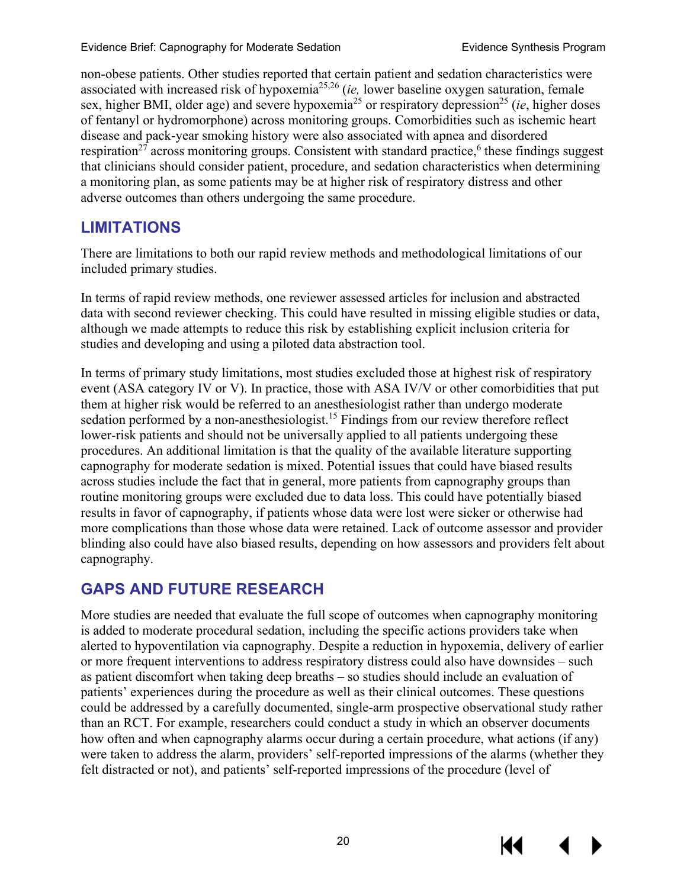non-obese patients. Other studies reported that certain patient and sedation characteristics were associated with increased risk of hypoxemia[25,26] (*ie,* lower baseline oxygen saturation, female sex, higher BMI, older age) and severe hypoxemia[25] or respiratory depression[25] (*ie*, higher doses of fentanyl or hydromorphone) across monitoring groups. Comorbidities such as ischemic heart disease and pack-year smoking history were also associated with apnea and disordered respiration[27] across monitoring groups. Consistent with standard practice,[6] these findings suggest that clinicians should consider patient, procedure, and sedation characteristics when determining a monitoring plan, as some patients may be at higher risk of respiratory distress and other adverse outcomes than others undergoing the same procedure.

## LIMITATIONS

There are limitations to both our rapid review methods and methodological limitations of our included primary studies.

In terms of rapid review methods, one reviewer assessed articles for inclusion and abstracted data with second reviewer checking. This could have resulted in missing eligible studies or data, although we made attempts to reduce this risk by establishing explicit inclusion criteria for studies and developing and using a piloted data abstraction tool.

In terms of primary study limitations, most studies excluded those at highest risk of respiratory event (ASA category IV or V). In practice, those with ASA IV/V or other comorbidities that put them at higher risk would be referred to an anesthesiologist rather than undergo moderate sedation performed by a non-anesthesiologist.[15] Findings from our review therefore reflect lower-risk patients and should not be universally applied to all patients undergoing these procedures. An additional limitation is that the quality of the available literature supporting capnography for moderate sedation is mixed. Potential issues that could have biased results across studies include the fact that in general, more patients from capnography groups than routine monitoring groups were excluded due to data loss. This could have potentially biased results in favor of capnography, if patients whose data were lost were sicker or otherwise had more complications than those whose data were retained. Lack of outcome assessor and provider blinding also could have also biased results, depending on how assessors and providers felt about capnography.

## GAPS AND FUTURE RESEARCH

More studies are needed that evaluate the full scope of outcomes when capnography monitoring is added to moderate procedural sedation, including the specific actions providers take when alerted to hypoventilation via capnography. Despite a reduction in hypoxemia, delivery of earlier or more frequent interventions to address respiratory distress could also have downsides – such as patient discomfort when taking deep breaths – so studies should include an evaluation of patients' experiences during the procedure as well as their clinical outcomes. These questions could be addressed by a carefully documented, single-arm prospective observational study rather than an RCT. For example, researchers could conduct a study in which an observer documents how often and when capnography alarms occur during a certain procedure, what actions (if any) were taken to address the alarm, providers' self-reported impressions of the alarms (whether they felt distracted or not), and patients' self-reported impressions of the procedure (level of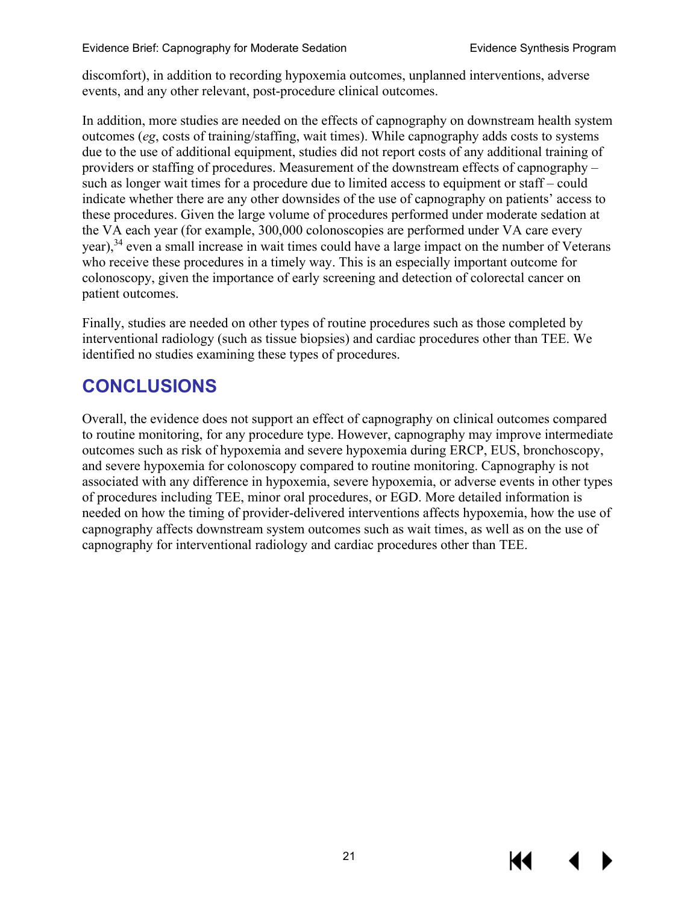discomfort), in addition to recording hypoxemia outcomes, unplanned interventions, adverse events, and any other relevant, post-procedure clinical outcomes.

In addition, more studies are needed on the effects of capnography on downstream health system outcomes (*eg*, costs of training/staffing, wait times). While capnography adds costs to systems due to the use of additional equipment, studies did not report costs of any additional training of providers or staffing of procedures. Measurement of the downstream effects of capnography – such as longer wait times for a procedure due to limited access to equipment or staff – could indicate whether there are any other downsides of the use of capnography on patients' access to these procedures. Given the large volume of procedures performed under moderate sedation at the VA each year (for example, 300,000 colonoscopies are performed under VA care every year),[34] even a small increase in wait times could have a large impact on the number of Veterans who receive these procedures in a timely way. This is an especially important outcome for colonoscopy, given the importance of early screening and detection of colorectal cancer on patient outcomes.

Finally, studies are needed on other types of routine procedures such as those completed by interventional radiology (such as tissue biopsies) and cardiac procedures other than TEE. We identified no studies examining these types of procedures.

# CONCLUSIONS

Overall, the evidence does not support an effect of capnography on clinical outcomes compared to routine monitoring, for any procedure type. However, capnography may improve intermediate outcomes such as risk of hypoxemia and severe hypoxemia during ERCP, EUS, bronchoscopy, and severe hypoxemia for colonoscopy compared to routine monitoring. Capnography is not associated with any difference in hypoxemia, severe hypoxemia, or adverse events in other types of procedures including TEE, minor oral procedures, or EGD. More detailed information is needed on how the timing of provider-delivered interventions affects hypoxemia, how the use of capnography affects downstream system outcomes such as wait times, as well as on the use of capnography for interventional radiology and cardiac procedures other than TEE.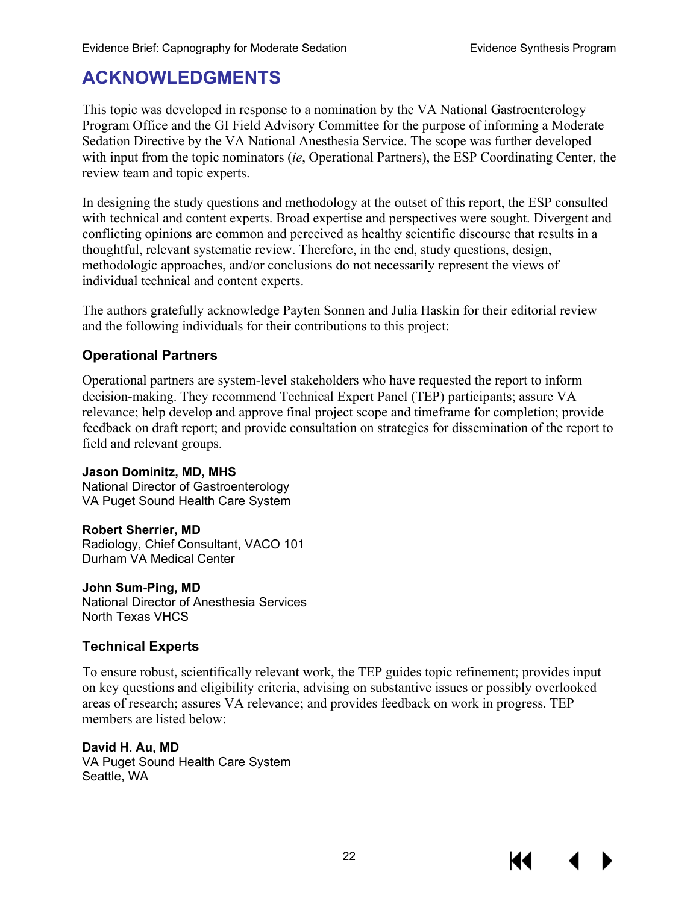# ACKNOWLEDGMENTS

This topic was developed in response to a nomination by the VA National Gastroenterology Program Office and the GI Field Advisory Committee for the purpose of informing a Moderate Sedation Directive by the VA National Anesthesia Service. The scope was further developed with input from the topic nominators (*ie*, Operational Partners), the ESP Coordinating Center, the review team and topic experts.

In designing the study questions and methodology at the outset of this report, the ESP consulted with technical and content experts. Broad expertise and perspectives were sought. Divergent and conflicting opinions are common and perceived as healthy scientific discourse that results in a thoughtful, relevant systematic review. Therefore, in the end, study questions, design, methodologic approaches, and/or conclusions do not necessarily represent the views of individual technical and content experts.

The authors gratefully acknowledge Payten Sonnen and Julia Haskin for their editorial review and the following individuals for their contributions to this project:

### Operational Partners

Operational partners are system-level stakeholders who have requested the report to inform decision-making. They recommend Technical Expert Panel (TEP) participants; assure VA relevance; help develop and approve final project scope and timeframe for completion; provide feedback on draft report; and provide consultation on strategies for dissemination of the report to field and relevant groups.

**Jason Dominitz, MD, MHS**
National Director of Gastroenterology
VA Puget Sound Health Care System

**Robert Sherrier, MD**
Radiology, Chief Consultant, VACO 101
Durham VA Medical Center

**John Sum-Ping, MD**
National Director of Anesthesia Services
North Texas VHCS

### Technical Experts

To ensure robust, scientifically relevant work, the TEP guides topic refinement; provides input on key questions and eligibility criteria, advising on substantive issues or possibly overlooked areas of research; assures VA relevance; and provides feedback on work in progress. TEP members are listed below:

**David H. Au, MD**
VA Puget Sound Health Care System
Seattle, WA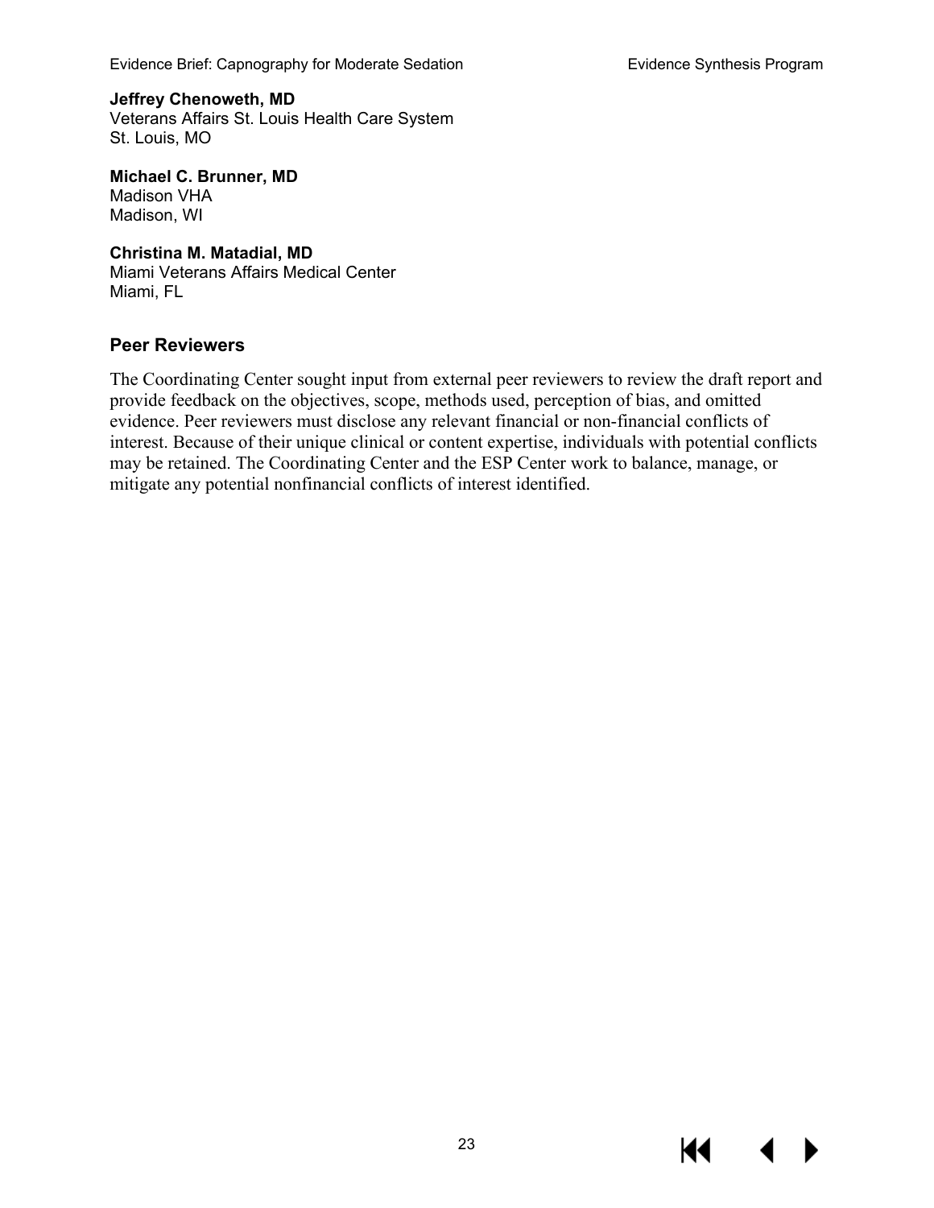**Jeffrey Chenoweth, MD**
Veterans Affairs St. Louis Health Care System
St. Louis, MO

**Michael C. Brunner, MD**
Madison VHA
Madison, WI

**Christina M. Matadial, MD**
Miami Veterans Affairs Medical Center
Miami, FL

## Peer Reviewers

The Coordinating Center sought input from external peer reviewers to review the draft report and provide feedback on the objectives, scope, methods used, perception of bias, and omitted evidence. Peer reviewers must disclose any relevant financial or non-financial conflicts of interest. Because of their unique clinical or content expertise, individuals with potential conflicts may be retained. The Coordinating Center and the ESP Center work to balance, manage, or mitigate any potential nonfinancial conflicts of interest identified.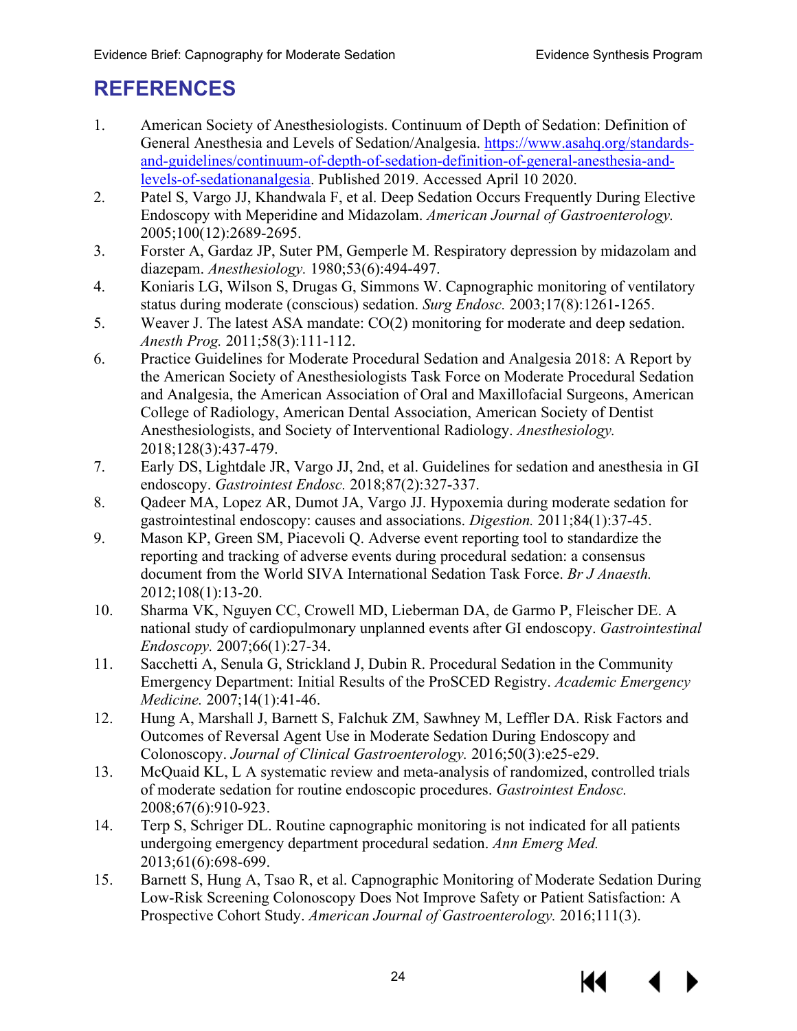# REFERENCES

1. American Society of Anesthesiologists. Continuum of Depth of Sedation: Definition of General Anesthesia and Levels of Sedation/Analgesia. https://www.asahq.org/standards-and-guidelines/continuum-of-depth-of-sedation-definition-of-general-anesthesia-and-levels-of-sedationanalgesia. Published 2019. Accessed April 10 2020.
2. Patel S, Vargo JJ, Khandwala F, et al. Deep Sedation Occurs Frequently During Elective Endoscopy with Meperidine and Midazolam. *American Journal of Gastroenterology.* 2005;100(12):2689-2695.
3. Forster A, Gardaz JP, Suter PM, Gemperle M. Respiratory depression by midazolam and diazepam. *Anesthesiology.* 1980;53(6):494-497.
4. Koniaris LG, Wilson S, Drugas G, Simmons W. Capnographic monitoring of ventilatory status during moderate (conscious) sedation. *Surg Endosc.* 2003;17(8):1261-1265.
5. Weaver J. The latest ASA mandate: CO(2) monitoring for moderate and deep sedation. *Anesth Prog.* 2011;58(3):111-112.
6. Practice Guidelines for Moderate Procedural Sedation and Analgesia 2018: A Report by the American Society of Anesthesiologists Task Force on Moderate Procedural Sedation and Analgesia, the American Association of Oral and Maxillofacial Surgeons, American College of Radiology, American Dental Association, American Society of Dentist Anesthesiologists, and Society of Interventional Radiology. *Anesthesiology.* 2018;128(3):437-479.
7. Early DS, Lightdale JR, Vargo JJ, 2nd, et al. Guidelines for sedation and anesthesia in GI endoscopy. *Gastrointest Endosc.* 2018;87(2):327-337.
8. Qadeer MA, Lopez AR, Dumot JA, Vargo JJ. Hypoxemia during moderate sedation for gastrointestinal endoscopy: causes and associations. *Digestion.* 2011;84(1):37-45.
9. Mason KP, Green SM, Piacevoli Q. Adverse event reporting tool to standardize the reporting and tracking of adverse events during procedural sedation: a consensus document from the World SIVA International Sedation Task Force. *Br J Anaesth.* 2012;108(1):13-20.
10. Sharma VK, Nguyen CC, Crowell MD, Lieberman DA, de Garmo P, Fleischer DE. A national study of cardiopulmonary unplanned events after GI endoscopy. *Gastrointestinal Endoscopy.* 2007;66(1):27-34.
11. Sacchetti A, Senula G, Strickland J, Dubin R. Procedural Sedation in the Community Emergency Department: Initial Results of the ProSCED Registry. *Academic Emergency Medicine.* 2007;14(1):41-46.
12. Hung A, Marshall J, Barnett S, Falchuk ZM, Sawhney M, Leffler DA. Risk Factors and Outcomes of Reversal Agent Use in Moderate Sedation During Endoscopy and Colonoscopy. *Journal of Clinical Gastroenterology.* 2016;50(3):e25-e29.
13. McQuaid KL, L A systematic review and meta-analysis of randomized, controlled trials of moderate sedation for routine endoscopic procedures. *Gastrointest Endosc.* 2008;67(6):910-923.
14. Terp S, Schriger DL. Routine capnographic monitoring is not indicated for all patients undergoing emergency department procedural sedation. *Ann Emerg Med.* 2013;61(6):698-699.
15. Barnett S, Hung A, Tsao R, et al. Capnographic Monitoring of Moderate Sedation During Low-Risk Screening Colonoscopy Does Not Improve Safety or Patient Satisfaction: A Prospective Cohort Study. *American Journal of Gastroenterology.* 2016;111(3).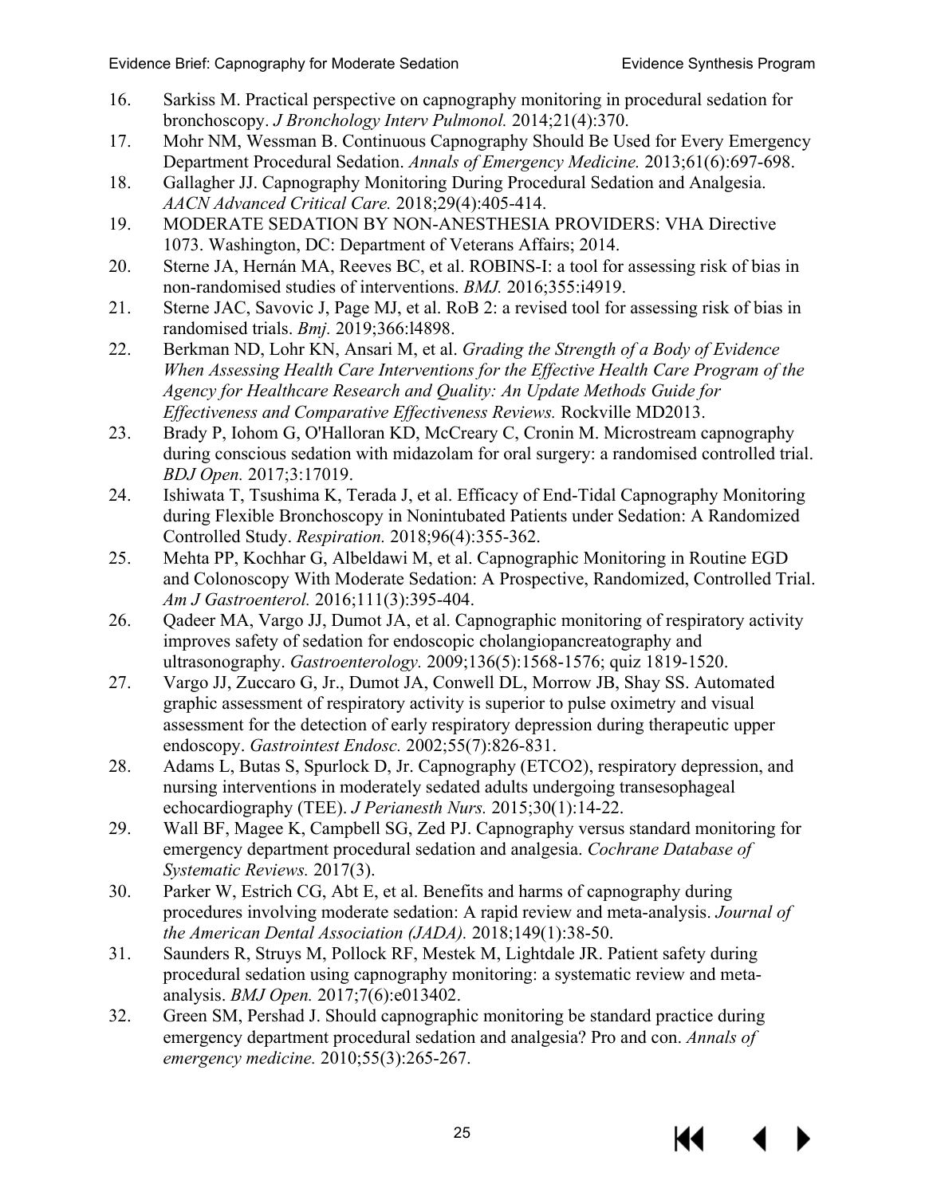16. Sarkiss M. Practical perspective on capnography monitoring in procedural sedation for bronchoscopy. *J Bronchology Interv Pulmonol.* 2014;21(4):370.
17. Mohr NM, Wessman B. Continuous Capnography Should Be Used for Every Emergency Department Procedural Sedation. *Annals of Emergency Medicine.* 2013;61(6):697-698.
18. Gallagher JJ. Capnography Monitoring During Procedural Sedation and Analgesia. *AACN Advanced Critical Care.* 2018;29(4):405-414.
19. MODERATE SEDATION BY NON-ANESTHESIA PROVIDERS: VHA Directive 1073. Washington, DC: Department of Veterans Affairs; 2014.
20. Sterne JA, Hernán MA, Reeves BC, et al. ROBINS-I: a tool for assessing risk of bias in non-randomised studies of interventions. *BMJ.* 2016;355:i4919.
21. Sterne JAC, Savovic J, Page MJ, et al. RoB 2: a revised tool for assessing risk of bias in randomised trials. *Bmj.* 2019;366:l4898.
22. Berkman ND, Lohr KN, Ansari M, et al. *Grading the Strength of a Body of Evidence When Assessing Health Care Interventions for the Effective Health Care Program of the Agency for Healthcare Research and Quality: An Update Methods Guide for Effectiveness and Comparative Effectiveness Reviews.* Rockville MD2013.
23. Brady P, Iohom G, O'Halloran KD, McCreary C, Cronin M. Microstream capnography during conscious sedation with midazolam for oral surgery: a randomised controlled trial. *BDJ Open.* 2017;3:17019.
24. Ishiwata T, Tsushima K, Terada J, et al. Efficacy of End-Tidal Capnography Monitoring during Flexible Bronchoscopy in Nonintubated Patients under Sedation: A Randomized Controlled Study. *Respiration.* 2018;96(4):355-362.
25. Mehta PP, Kochhar G, Albeldawi M, et al. Capnographic Monitoring in Routine EGD and Colonoscopy With Moderate Sedation: A Prospective, Randomized, Controlled Trial. *Am J Gastroenterol.* 2016;111(3):395-404.
26. Qadeer MA, Vargo JJ, Dumot JA, et al. Capnographic monitoring of respiratory activity improves safety of sedation for endoscopic cholangiopancreatography and ultrasonography. *Gastroenterology.* 2009;136(5):1568-1576; quiz 1819-1520.
27. Vargo JJ, Zuccaro G, Jr., Dumot JA, Conwell DL, Morrow JB, Shay SS. Automated graphic assessment of respiratory activity is superior to pulse oximetry and visual assessment for the detection of early respiratory depression during therapeutic upper endoscopy. *Gastrointest Endosc.* 2002;55(7):826-831.
28. Adams L, Butas S, Spurlock D, Jr. Capnography (ETCO2), respiratory depression, and nursing interventions in moderately sedated adults undergoing transesophageal echocardiography (TEE). *J Perianesth Nurs.* 2015;30(1):14-22.
29. Wall BF, Magee K, Campbell SG, Zed PJ. Capnography versus standard monitoring for emergency department procedural sedation and analgesia. *Cochrane Database of Systematic Reviews.* 2017(3).
30. Parker W, Estrich CG, Abt E, et al. Benefits and harms of capnography during procedures involving moderate sedation: A rapid review and meta-analysis. *Journal of the American Dental Association (JADA).* 2018;149(1):38-50.
31. Saunders R, Struys M, Pollock RF, Mestek M, Lightdale JR. Patient safety during procedural sedation using capnography monitoring: a systematic review and meta-analysis. *BMJ Open.* 2017;7(6):e013402.
32. Green SM, Pershad J. Should capnographic monitoring be standard practice during emergency department procedural sedation and analgesia? Pro and con. *Annals of emergency medicine.* 2010;55(3):265-267.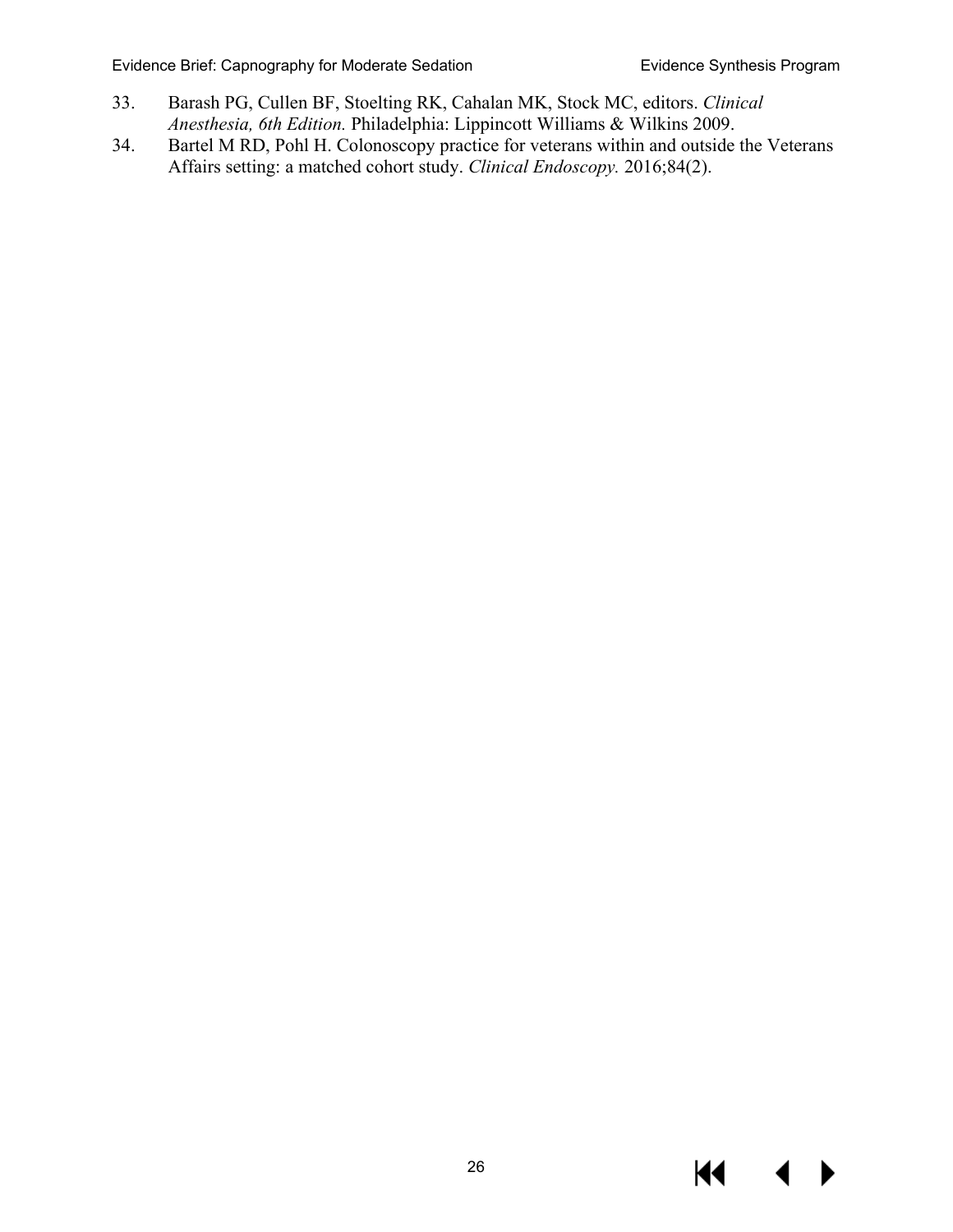33. Barash PG, Cullen BF, Stoelting RK, Cahalan MK, Stock MC, editors. *Clinical Anesthesia, 6th Edition.* Philadelphia: Lippincott Williams & Wilkins 2009.
34. Bartel M RD, Pohl H. Colonoscopy practice for veterans within and outside the Veterans Affairs setting: a matched cohort study. *Clinical Endoscopy.* 2016;84(2).